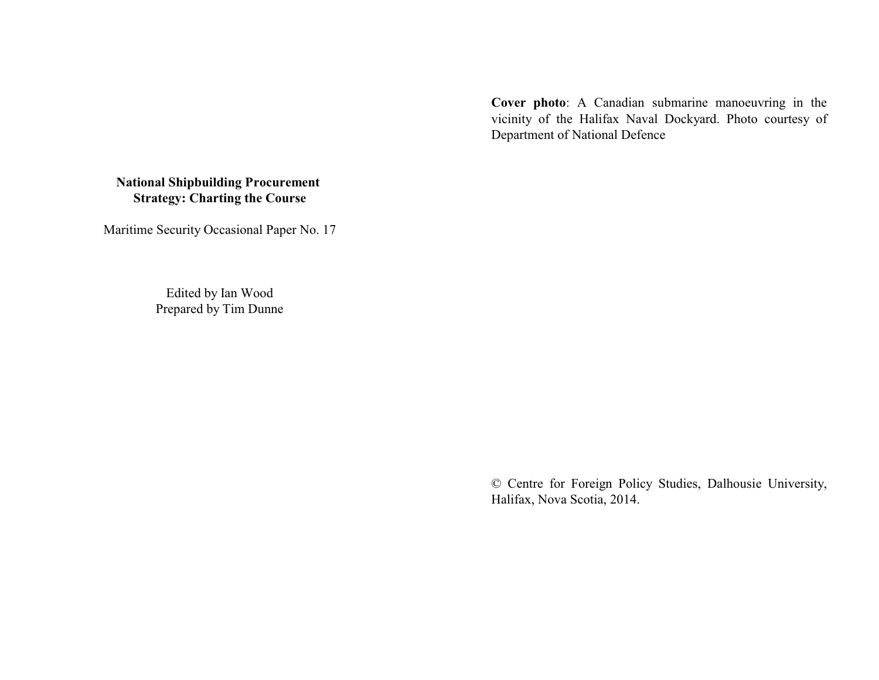**National Shipbuilding Procurement Strategy: Charting the Course**

Maritime Security Occasional Paper No. 17

Edited by Ian Wood
Prepared by Tim Dunne

**Cover photo**: A Canadian submarine manoeuvring in the vicinity of the Halifax Naval Dockyard. Photo courtesy of Department of National Defence

© Centre for Foreign Policy Studies, Dalhousie University, Halifax, Nova Scotia, 2014.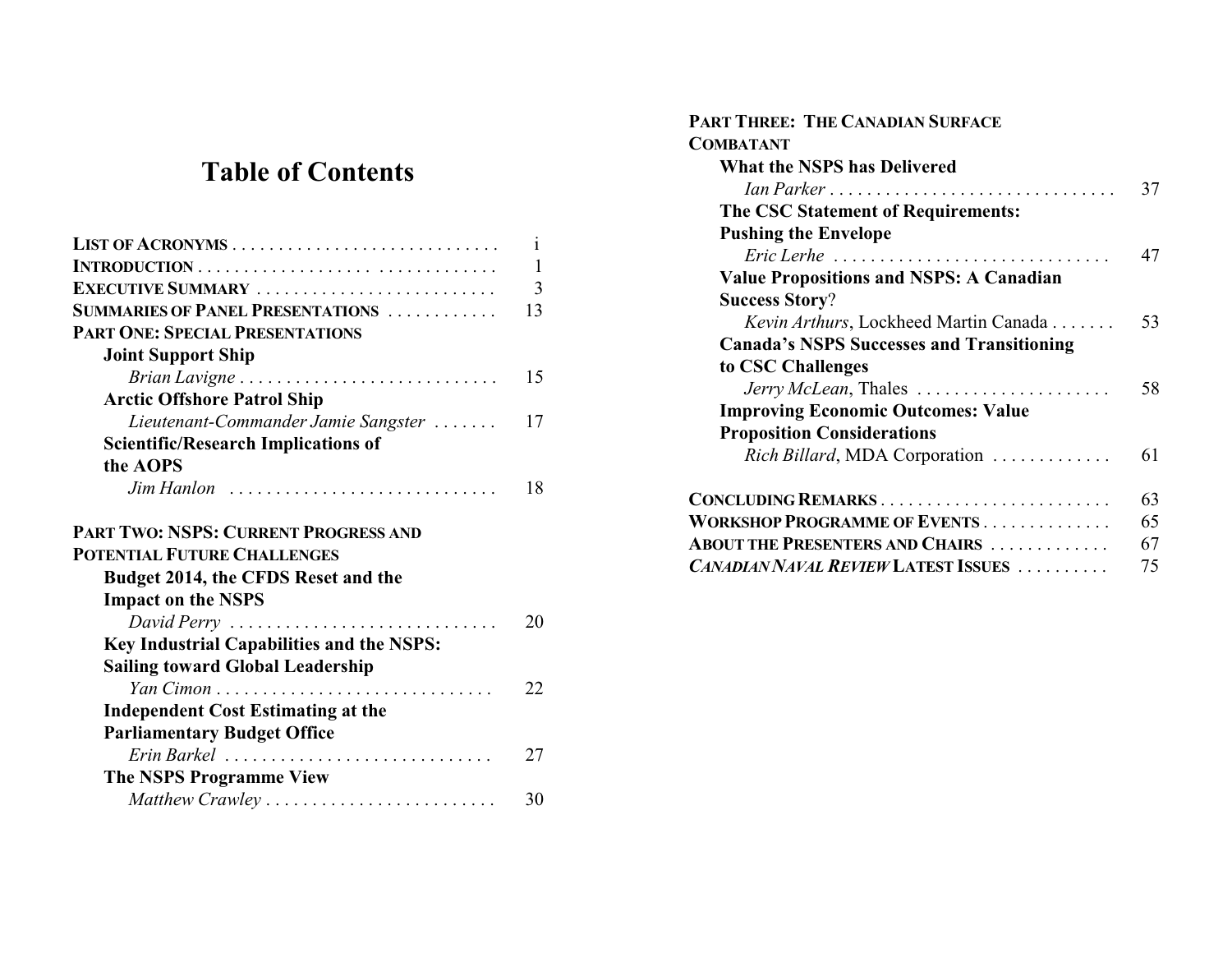# Table of Contents

| | |
|---|---|
| **LIST OF ACRONYMS** | i |
| **INTRODUCTION** | 1 |
| **EXECUTIVE SUMMARY** | 3 |
| **SUMMARIES OF PANEL PRESENTATIONS** | 13 |
| **PART ONE: SPECIAL PRESENTATIONS** | |
| **Joint Support Ship** | |
| *Brian Lavigne* | 15 |
| **Arctic Offshore Patrol Ship** | |
| *Lieutenant-Commander Jamie Sangster* | 17 |
| **Scientific/Research Implications of the AOPS** | |
| *Jim Hanlon* | 18 |
| **PART TWO: NSPS: CURRENT PROGRESS AND POTENTIAL FUTURE CHALLENGES** | |
| **Budget 2014, the CFDS Reset and the Impact on the NSPS** | |
| *David Perry* | 20 |
| **Key Industrial Capabilities and the NSPS: Sailing toward Global Leadership** | |
| *Yan Cimon* | 22 |
| **Independent Cost Estimating at the Parliamentary Budget Office** | |
| *Erin Barkel* | 27 |
| **The NSPS Programme View** | |
| *Matthew Crawley* | 30 |
| **PART THREE: THE CANADIAN SURFACE COMBATANT** | |
| **What the NSPS has Delivered** | |
| *Ian Parker* | 37 |
| **The CSC Statement of Requirements: Pushing the Envelope** | |
| *Eric Lerhe* | 47 |
| **Value Propositions and NSPS: A Canadian Success Story?** | |
| *Kevin Arthurs*, Lockheed Martin Canada | 53 |
| **Canada's NSPS Successes and Transitioning to CSC Challenges** | |
| *Jerry McLean*, Thales | 58 |
| **Improving Economic Outcomes: Value Proposition Considerations** | |
| *Rich Billard*, MDA Corporation | 61 |
| **CONCLUDING REMARKS** | 63 |
| **WORKSHOP PROGRAMME OF EVENTS** | 65 |
| **ABOUT THE PRESENTERS AND CHAIRS** | 67 |
| ***CANADIAN NAVAL REVIEW* LATEST ISSUES** | 75 |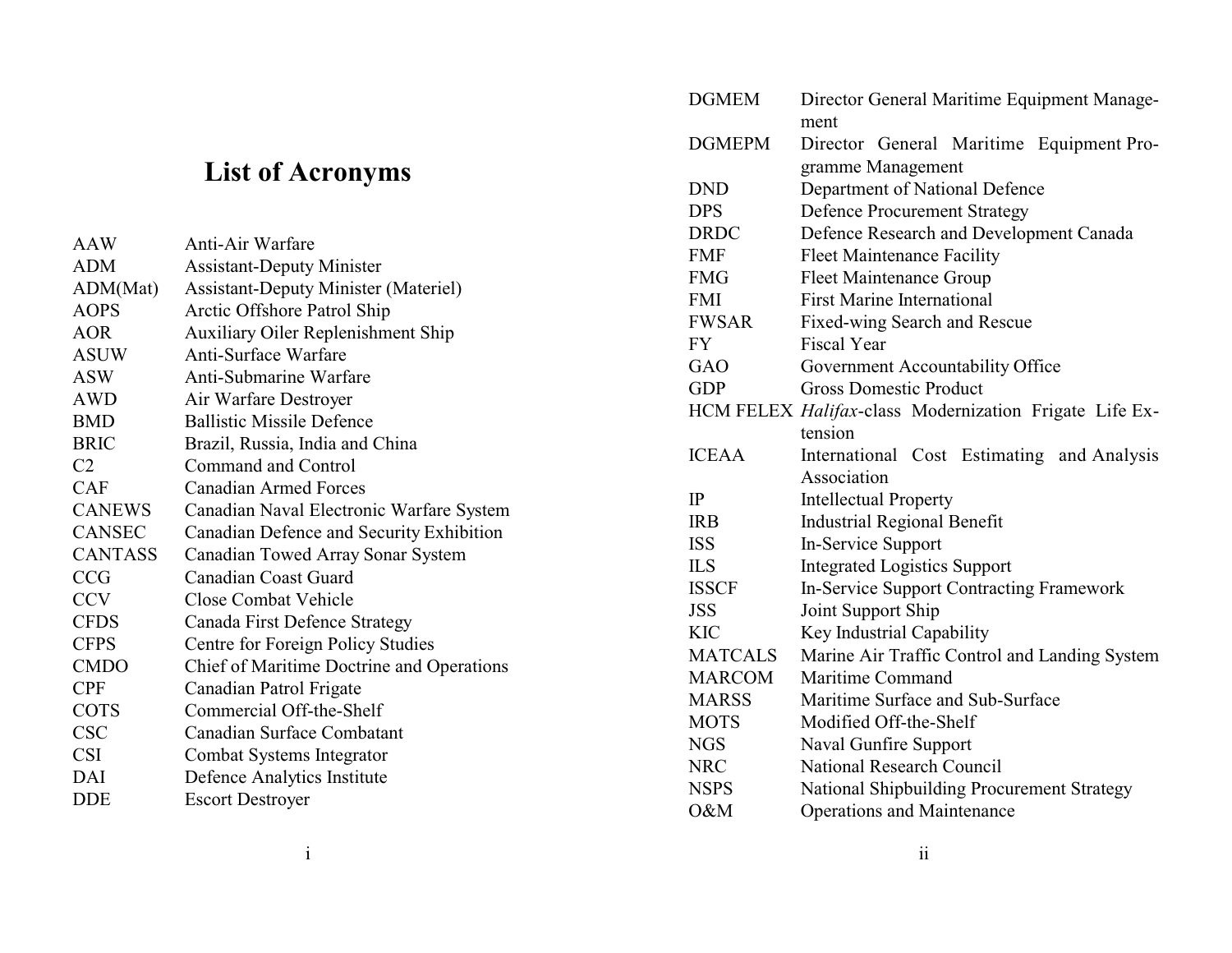# List of Acronyms

| | |
|---|---|
| AAW | Anti-Air Warfare |
| ADM | Assistant-Deputy Minister |
| ADM(Mat) | Assistant-Deputy Minister (Materiel) |
| AOPS | Arctic Offshore Patrol Ship |
| AOR | Auxiliary Oiler Replenishment Ship |
| ASUW | Anti-Surface Warfare |
| ASW | Anti-Submarine Warfare |
| AWD | Air Warfare Destroyer |
| BMD | Ballistic Missile Defence |
| BRIC | Brazil, Russia, India and China |
| C2 | Command and Control |
| CAF | Canadian Armed Forces |
| CANEWS | Canadian Naval Electronic Warfare System |
| CANSEC | Canadian Defence and Security Exhibition |
| CANTASS | Canadian Towed Array Sonar System |
| CCG | Canadian Coast Guard |
| CCV | Close Combat Vehicle |
| CFDS | Canada First Defence Strategy |
| CFPS | Centre for Foreign Policy Studies |
| CMDO | Chief of Maritime Doctrine and Operations |
| CPF | Canadian Patrol Frigate |
| COTS | Commercial Off-the-Shelf |
| CSC | Canadian Surface Combatant |
| CSI | Combat Systems Integrator |
| DAI | Defence Analytics Institute |
| DDE | Escort Destroyer |
| DGMEM | Director General Maritime Equipment Management |
| DGMEPM | Director General Maritime Equipment Programme Management |
| DND | Department of National Defence |
| DPS | Defence Procurement Strategy |
| DRDC | Defence Research and Development Canada |
| FMF | Fleet Maintenance Facility |
| FMG | Fleet Maintenance Group |
| FMI | First Marine International |
| FWSAR | Fixed-wing Search and Rescue |
| FY | Fiscal Year |
| GAO | Government Accountability Office |
| GDP | Gross Domestic Product |
| HCM FELEX | *Halifax*-class Modernization Frigate Life Extension |
| ICEAA | International Cost Estimating and Analysis Association |
| IP | Intellectual Property |
| IRB | Industrial Regional Benefit |
| ISS | In-Service Support |
| ILS | Integrated Logistics Support |
| ISSCF | In-Service Support Contracting Framework |
| JSS | Joint Support Ship |
| KIC | Key Industrial Capability |
| MATCALS | Marine Air Traffic Control and Landing System |
| MARCOM | Maritime Command |
| MARSS | Maritime Surface and Sub-Surface |
| MOTS | Modified Off-the-Shelf |
| NGS | Naval Gunfire Support |
| NRC | National Research Council |
| NSPS | National Shipbuilding Procurement Strategy |
| O&M | Operations and Maintenance |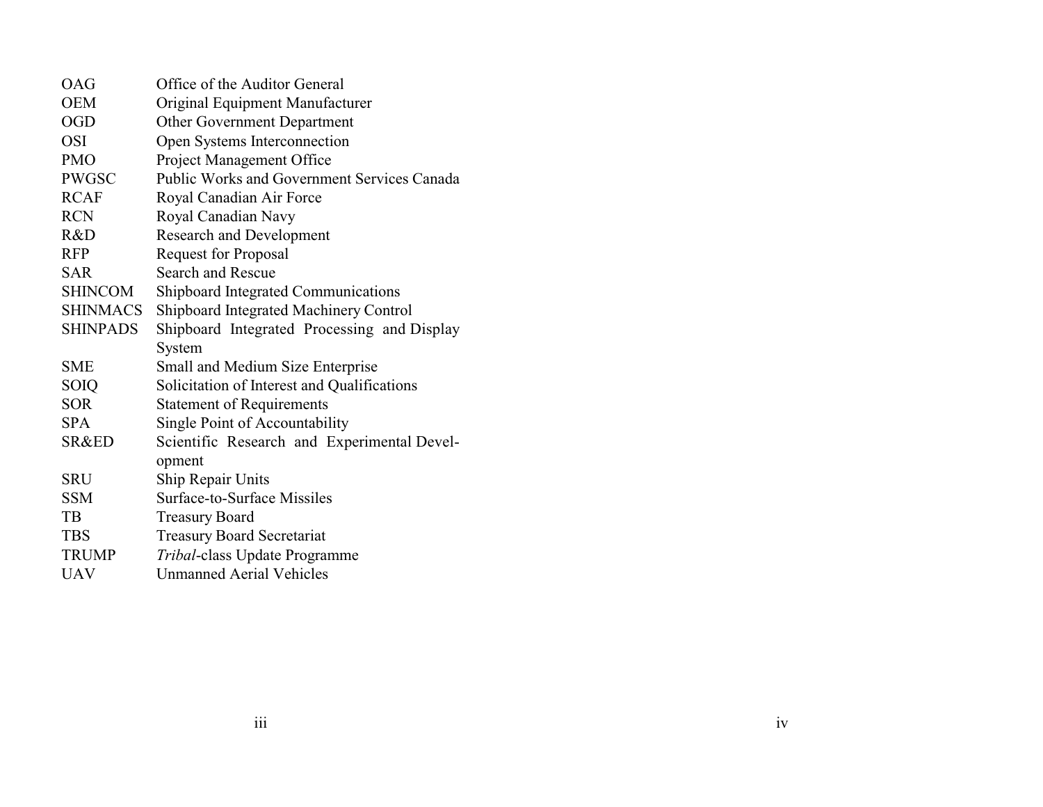| | |
|---|---|
| OAG | Office of the Auditor General |
| OEM | Original Equipment Manufacturer |
| OGD | Other Government Department |
| OSI | Open Systems Interconnection |
| PMO | Project Management Office |
| PWGSC | Public Works and Government Services Canada |
| RCAF | Royal Canadian Air Force |
| RCN | Royal Canadian Navy |
| R&D | Research and Development |
| RFP | Request for Proposal |
| SAR | Search and Rescue |
| SHINCOM | Shipboard Integrated Communications |
| SHINMACS | Shipboard Integrated Machinery Control |
| SHINPADS | Shipboard Integrated Processing and Display System |
| SME | Small and Medium Size Enterprise |
| SOIQ | Solicitation of Interest and Qualifications |
| SOR | Statement of Requirements |
| SPA | Single Point of Accountability |
| SR&ED | Scientific Research and Experimental Development |
| SRU | Ship Repair Units |
| SSM | Surface-to-Surface Missiles |
| TB | Treasury Board |
| TBS | Treasury Board Secretariat |
| TRUMP | *Tribal*-class Update Programme |
| UAV | Unmanned Aerial Vehicles |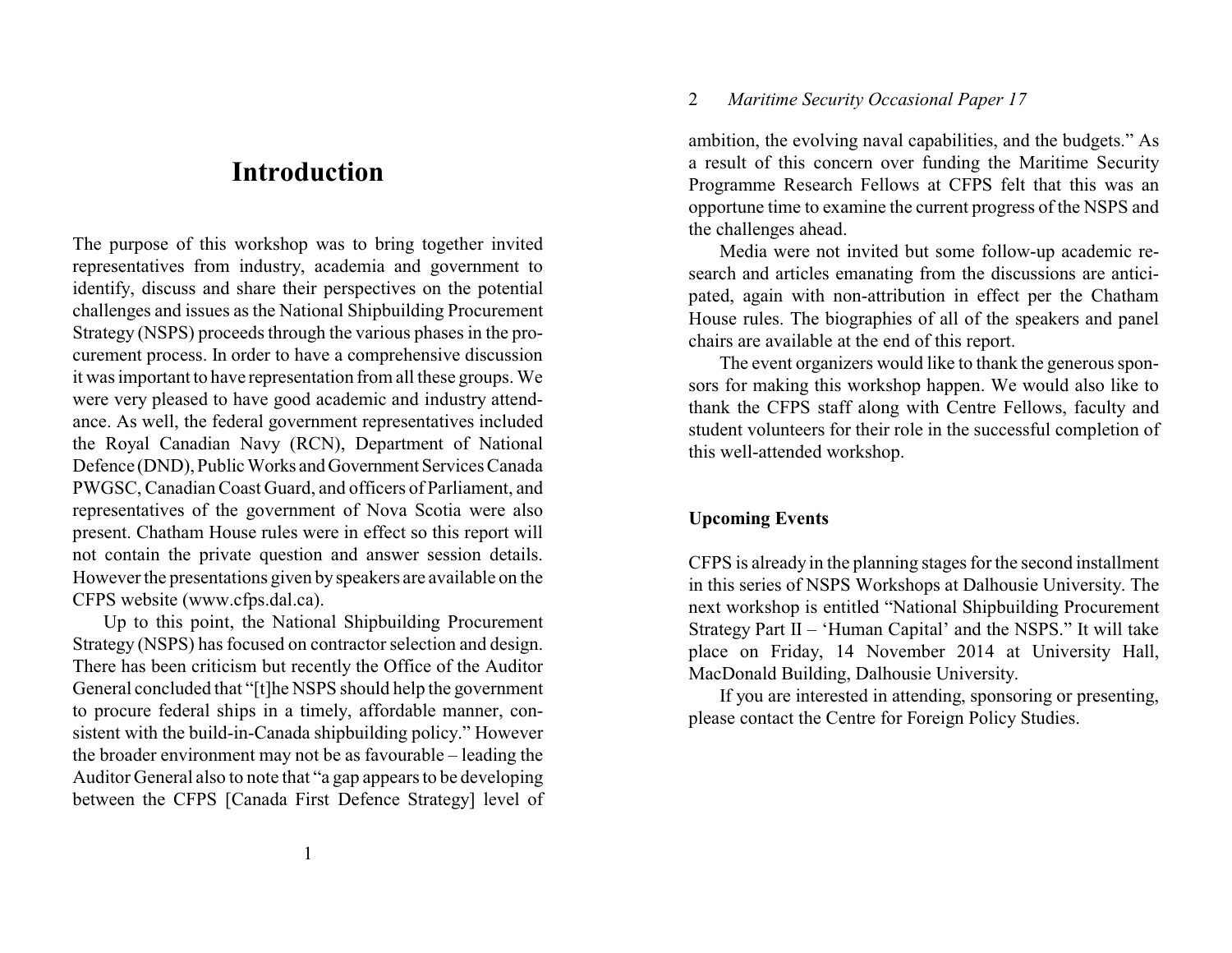# Introduction

The purpose of this workshop was to bring together invited representatives from industry, academia and government to identify, discuss and share their perspectives on the potential challenges and issues as the National Shipbuilding Procurement Strategy (NSPS) proceeds through the various phases in the procurement process. In order to have a comprehensive discussion it was important to have representation from all these groups. We were very pleased to have good academic and industry attendance. As well, the federal government representatives included the Royal Canadian Navy (RCN), Department of National Defence (DND), Public Works and Government Services Canada PWGSC, Canadian Coast Guard, and officers of Parliament, and representatives of the government of Nova Scotia were also present. Chatham House rules were in effect so this report will not contain the private question and answer session details. However the presentations given by speakers are available on the CFPS website (www.cfps.dal.ca).

Up to this point, the National Shipbuilding Procurement Strategy (NSPS) has focused on contractor selection and design. There has been criticism but recently the Office of the Auditor General concluded that "[t]he NSPS should help the government to procure federal ships in a timely, affordable manner, consistent with the build-in-Canada shipbuilding policy." However the broader environment may not be as favourable – leading the Auditor General also to note that "a gap appears to be developing between the CFPS [Canada First Defence Strategy] level of ambition, the evolving naval capabilities, and the budgets." As a result of this concern over funding the Maritime Security Programme Research Fellows at CFPS felt that this was an opportune time to examine the current progress of the NSPS and the challenges ahead.

Media were not invited but some follow-up academic research and articles emanating from the discussions are anticipated, again with non-attribution in effect per the Chatham House rules. The biographies of all of the speakers and panel chairs are available at the end of this report.

The event organizers would like to thank the generous sponsors for making this workshop happen. We would also like to thank the CFPS staff along with Centre Fellows, faculty and student volunteers for their role in the successful completion of this well-attended workshop.

**Upcoming Events**

CFPS is already in the planning stages for the second installment in this series of NSPS Workshops at Dalhousie University. The next workshop is entitled "National Shipbuilding Procurement Strategy Part II – 'Human Capital' and the NSPS." It will take place on Friday, 14 November 2014 at University Hall, MacDonald Building, Dalhousie University.

If you are interested in attending, sponsoring or presenting, please contact the Centre for Foreign Policy Studies.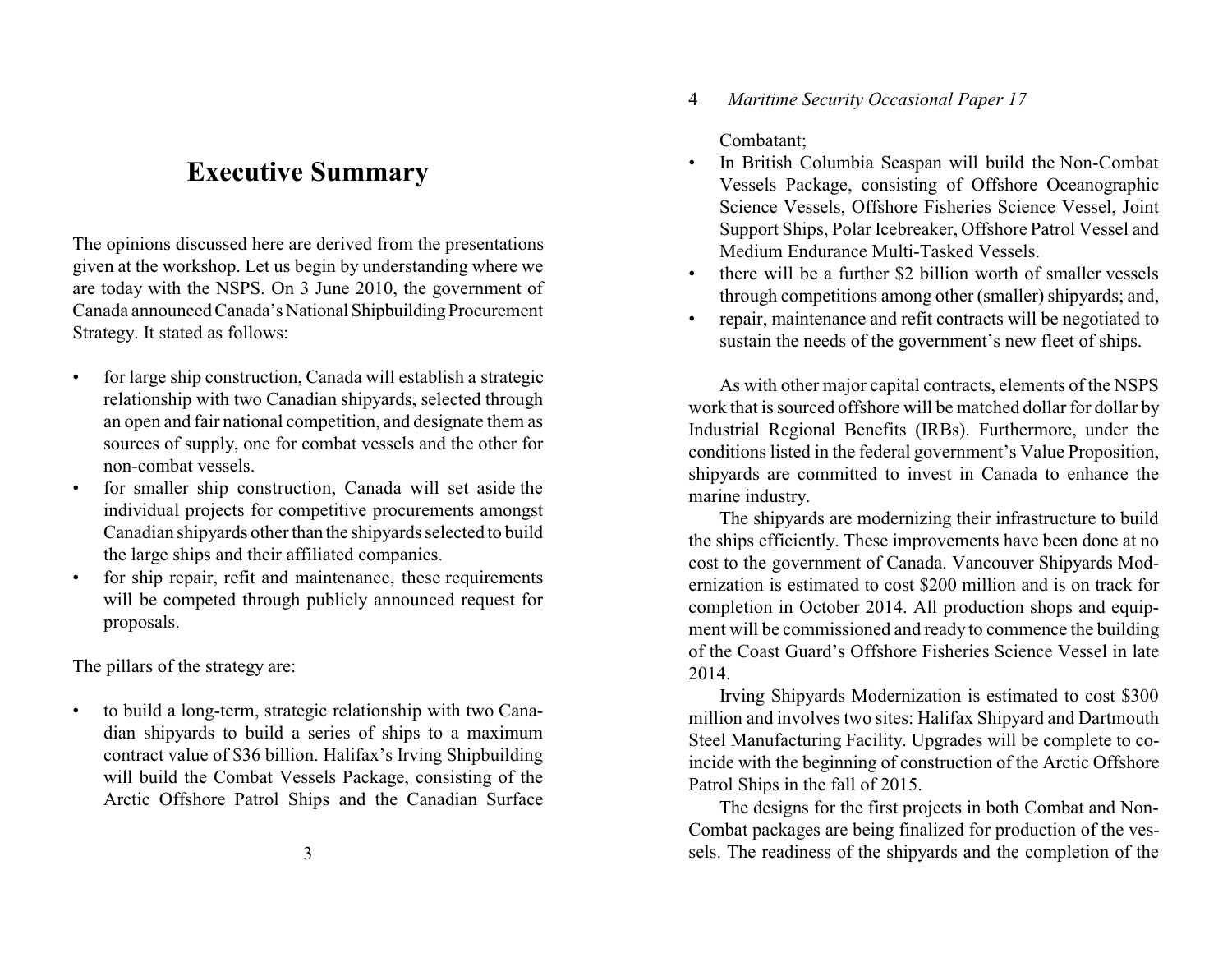# Executive Summary

The opinions discussed here are derived from the presentations given at the workshop. Let us begin by understanding where we are today with the NSPS. On 3 June 2010, the government of Canada announced Canada's National Shipbuilding Procurement Strategy. It stated as follows:

- for large ship construction, Canada will establish a strategic relationship with two Canadian shipyards, selected through an open and fair national competition, and designate them as sources of supply, one for combat vessels and the other for non-combat vessels.
- for smaller ship construction, Canada will set aside the individual projects for competitive procurements amongst Canadian shipyards other than the shipyards selected to build the large ships and their affiliated companies.
- for ship repair, refit and maintenance, these requirements will be competed through publicly announced request for proposals.

The pillars of the strategy are:

- to build a long-term, strategic relationship with two Canadian shipyards to build a series of ships to a maximum contract value of $36 billion. Halifax's Irving Shipbuilding will build the Combat Vessels Package, consisting of the Arctic Offshore Patrol Ships and the Canadian Surface Combatant;
- In British Columbia Seaspan will build the Non-Combat Vessels Package, consisting of Offshore Oceanographic Science Vessels, Offshore Fisheries Science Vessel, Joint Support Ships, Polar Icebreaker, Offshore Patrol Vessel and Medium Endurance Multi-Tasked Vessels.
- there will be a further $2 billion worth of smaller vessels through competitions among other (smaller) shipyards; and,
- repair, maintenance and refit contracts will be negotiated to sustain the needs of the government's new fleet of ships.

As with other major capital contracts, elements of the NSPS work that is sourced offshore will be matched dollar for dollar by Industrial Regional Benefits (IRBs). Furthermore, under the conditions listed in the federal government's Value Proposition, shipyards are committed to invest in Canada to enhance the marine industry.

The shipyards are modernizing their infrastructure to build the ships efficiently. These improvements have been done at no cost to the government of Canada. Vancouver Shipyards Modernization is estimated to cost $200 million and is on track for completion in October 2014. All production shops and equipment will be commissioned and ready to commence the building of the Coast Guard's Offshore Fisheries Science Vessel in late 2014.

Irving Shipyards Modernization is estimated to cost $300 million and involves two sites: Halifax Shipyard and Dartmouth Steel Manufacturing Facility. Upgrades will be complete to coincide with the beginning of construction of the Arctic Offshore Patrol Ships in the fall of 2015.

The designs for the first projects in both Combat and Non-Combat packages are being finalized for production of the vessels. The readiness of the shipyards and the completion of the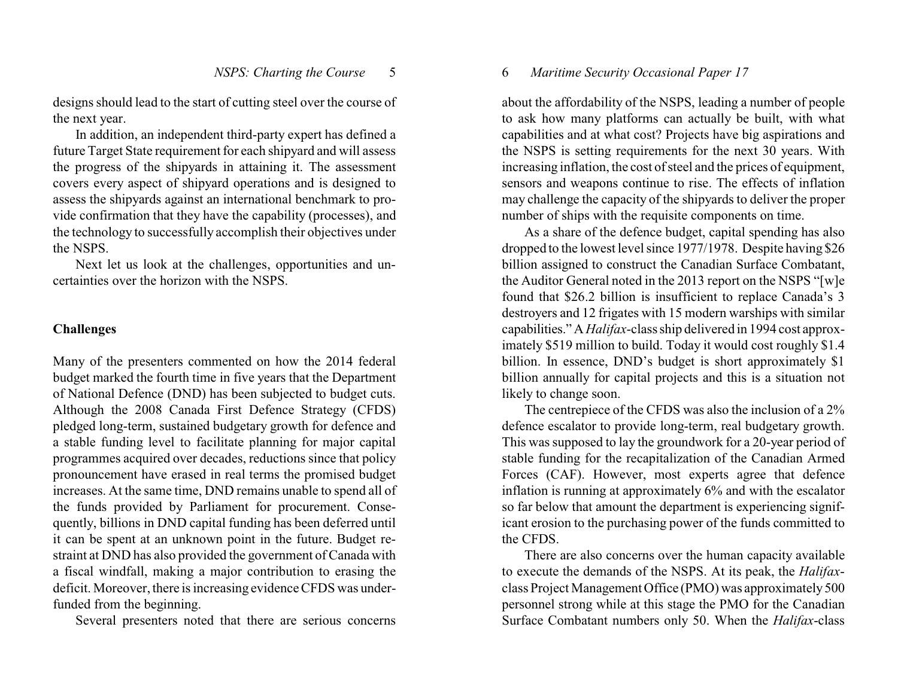designs should lead to the start of cutting steel over the course of the next year.

In addition, an independent third-party expert has defined a future Target State requirement for each shipyard and will assess the progress of the shipyards in attaining it. The assessment covers every aspect of shipyard operations and is designed to assess the shipyards against an international benchmark to provide confirmation that they have the capability (processes), and the technology to successfully accomplish their objectives under the NSPS.

Next let us look at the challenges, opportunities and uncertainties over the horizon with the NSPS.

## Challenges

Many of the presenters commented on how the 2014 federal budget marked the fourth time in five years that the Department of National Defence (DND) has been subjected to budget cuts. Although the 2008 Canada First Defence Strategy (CFDS) pledged long-term, sustained budgetary growth for defence and a stable funding level to facilitate planning for major capital programmes acquired over decades, reductions since that policy pronouncement have erased in real terms the promised budget increases. At the same time, DND remains unable to spend all of the funds provided by Parliament for procurement. Consequently, billions in DND capital funding has been deferred until it can be spent at an unknown point in the future. Budget restraint at DND has also provided the government of Canada with a fiscal windfall, making a major contribution to erasing the deficit. Moreover, there is increasing evidence CFDS was underfunded from the beginning.

Several presenters noted that there are serious concerns about the affordability of the NSPS, leading a number of people to ask how many platforms can actually be built, with what capabilities and at what cost? Projects have big aspirations and the NSPS is setting requirements for the next 30 years. With increasing inflation, the cost of steel and the prices of equipment, sensors and weapons continue to rise. The effects of inflation may challenge the capacity of the shipyards to deliver the proper number of ships with the requisite components on time.

As a share of the defence budget, capital spending has also dropped to the lowest level since 1977/1978. Despite having $26 billion assigned to construct the Canadian Surface Combatant, the Auditor General noted in the 2013 report on the NSPS "[w]e found that $26.2 billion is insufficient to replace Canada's 3 destroyers and 12 frigates with 15 modern warships with similar capabilities." A *Halifax*-class ship delivered in 1994 cost approximately $519 million to build. Today it would cost roughly $1.4 billion. In essence, DND's budget is short approximately $1 billion annually for capital projects and this is a situation not likely to change soon.

The centrepiece of the CFDS was also the inclusion of a 2% defence escalator to provide long-term, real budgetary growth. This was supposed to lay the groundwork for a 20-year period of stable funding for the recapitalization of the Canadian Armed Forces (CAF). However, most experts agree that defence inflation is running at approximately 6% and with the escalator so far below that amount the department is experiencing significant erosion to the purchasing power of the funds committed to the CFDS.

There are also concerns over the human capacity available to execute the demands of the NSPS. At its peak, the *Halifax*-class Project Management Office (PMO) was approximately 500 personnel strong while at this stage the PMO for the Canadian Surface Combatant numbers only 50. When the *Halifax*-class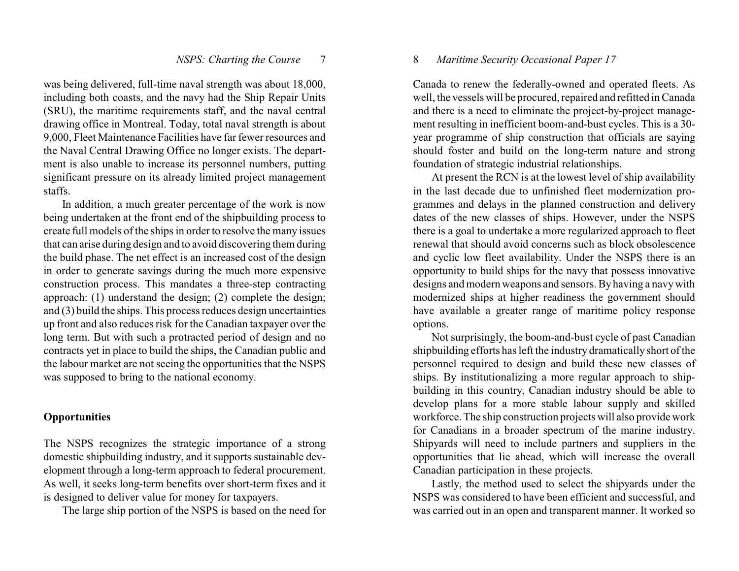was being delivered, full-time naval strength was about 18,000, including both coasts, and the navy had the Ship Repair Units (SRU), the maritime requirements staff, and the naval central drawing office in Montreal. Today, total naval strength is about 9,000, Fleet Maintenance Facilities have far fewer resources and the Naval Central Drawing Office no longer exists. The department is also unable to increase its personnel numbers, putting significant pressure on its already limited project management staffs.

In addition, a much greater percentage of the work is now being undertaken at the front end of the shipbuilding process to create full models of the ships in order to resolve the many issues that can arise during design and to avoid discovering them during the build phase. The net effect is an increased cost of the design in order to generate savings during the much more expensive construction process. This mandates a three-step contracting approach: (1) understand the design; (2) complete the design; and (3) build the ships. This process reduces design uncertainties up front and also reduces risk for the Canadian taxpayer over the long term. But with such a protracted period of design and no contracts yet in place to build the ships, the Canadian public and the labour market are not seeing the opportunities that the NSPS was supposed to bring to the national economy.

## Opportunities

The NSPS recognizes the strategic importance of a strong domestic shipbuilding industry, and it supports sustainable development through a long-term approach to federal procurement. As well, it seeks long-term benefits over short-term fixes and it is designed to deliver value for money for taxpayers.

The large ship portion of the NSPS is based on the need for Canada to renew the federally-owned and operated fleets. As well, the vessels will be procured, repaired and refitted in Canada and there is a need to eliminate the project-by-project management resulting in inefficient boom-and-bust cycles. This is a 30-year programme of ship construction that officials are saying should foster and build on the long-term nature and strong foundation of strategic industrial relationships.

At present the RCN is at the lowest level of ship availability in the last decade due to unfinished fleet modernization programmes and delays in the planned construction and delivery dates of the new classes of ships. However, under the NSPS there is a goal to undertake a more regularized approach to fleet renewal that should avoid concerns such as block obsolescence and cyclic low fleet availability. Under the NSPS there is an opportunity to build ships for the navy that possess innovative designs and modern weapons and sensors. By having a navy with modernized ships at higher readiness the government should have available a greater range of maritime policy response options.

Not surprisingly, the boom-and-bust cycle of past Canadian shipbuilding efforts has left the industry dramatically short of the personnel required to design and build these new classes of ships. By institutionalizing a more regular approach to shipbuilding in this country, Canadian industry should be able to develop plans for a more stable labour supply and skilled workforce. The ship construction projects will also provide work for Canadians in a broader spectrum of the marine industry. Shipyards will need to include partners and suppliers in the opportunities that lie ahead, which will increase the overall Canadian participation in these projects.

Lastly, the method used to select the shipyards under the NSPS was considered to have been efficient and successful, and was carried out in an open and transparent manner. It worked so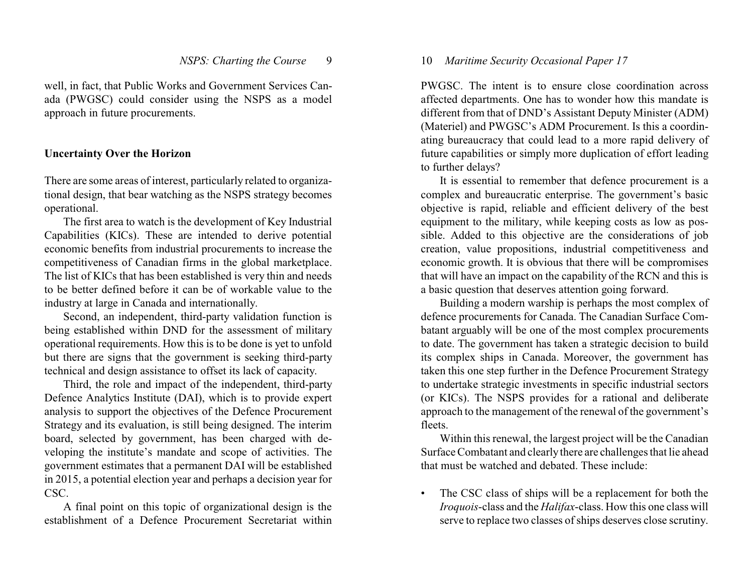well, in fact, that Public Works and Government Services Canada (PWGSC) could consider using the NSPS as a model approach in future procurements.

## Uncertainty Over the Horizon

There are some areas of interest, particularly related to organizational design, that bear watching as the NSPS strategy becomes operational.

The first area to watch is the development of Key Industrial Capabilities (KICs). These are intended to derive potential economic benefits from industrial procurements to increase the competitiveness of Canadian firms in the global marketplace. The list of KICs that has been established is very thin and needs to be better defined before it can be of workable value to the industry at large in Canada and internationally.

Second, an independent, third-party validation function is being established within DND for the assessment of military operational requirements. How this is to be done is yet to unfold but there are signs that the government is seeking third-party technical and design assistance to offset its lack of capacity.

Third, the role and impact of the independent, third-party Defence Analytics Institute (DAI), which is to provide expert analysis to support the objectives of the Defence Procurement Strategy and its evaluation, is still being designed. The interim board, selected by government, has been charged with developing the institute's mandate and scope of activities. The government estimates that a permanent DAI will be established in 2015, a potential election year and perhaps a decision year for CSC.

A final point on this topic of organizational design is the establishment of a Defence Procurement Secretariat within PWGSC. The intent is to ensure close coordination across affected departments. One has to wonder how this mandate is different from that of DND's Assistant Deputy Minister (ADM) (Materiel) and PWGSC's ADM Procurement. Is this a coordinating bureaucracy that could lead to a more rapid delivery of future capabilities or simply more duplication of effort leading to further delays?

It is essential to remember that defence procurement is a complex and bureaucratic enterprise. The government's basic objective is rapid, reliable and efficient delivery of the best equipment to the military, while keeping costs as low as possible. Added to this objective are the considerations of job creation, value propositions, industrial competitiveness and economic growth. It is obvious that there will be compromises that will have an impact on the capability of the RCN and this is a basic question that deserves attention going forward.

Building a modern warship is perhaps the most complex of defence procurements for Canada. The Canadian Surface Combatant arguably will be one of the most complex procurements to date. The government has taken a strategic decision to build its complex ships in Canada. Moreover, the government has taken this one step further in the Defence Procurement Strategy to undertake strategic investments in specific industrial sectors (or KICs). The NSPS provides for a rational and deliberate approach to the management of the renewal of the government's fleets.

Within this renewal, the largest project will be the Canadian Surface Combatant and clearly there are challenges that lie ahead that must be watched and debated. These include:

- The CSC class of ships will be a replacement for both the *Iroquois*-class and the *Halifax*-class. How this one class will serve to replace two classes of ships deserves close scrutiny.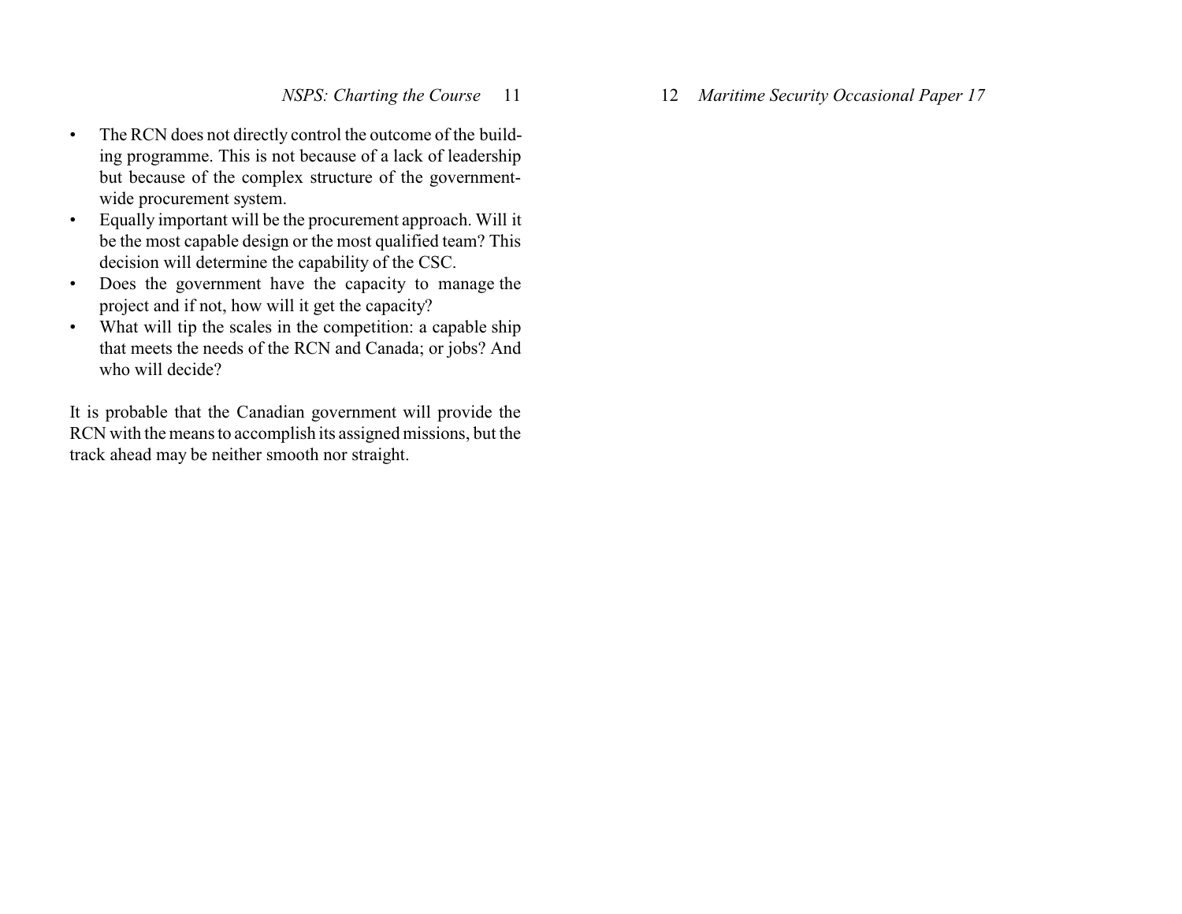- The RCN does not directly control the outcome of the building programme. This is not because of a lack of leadership but because of the complex structure of the government-wide procurement system.
- Equally important will be the procurement approach. Will it be the most capable design or the most qualified team? This decision will determine the capability of the CSC.
- Does the government have the capacity to manage the project and if not, how will it get the capacity?
- What will tip the scales in the competition: a capable ship that meets the needs of the RCN and Canada; or jobs? And who will decide?

It is probable that the Canadian government will provide the RCN with the means to accomplish its assigned missions, but the track ahead may be neither smooth nor straight.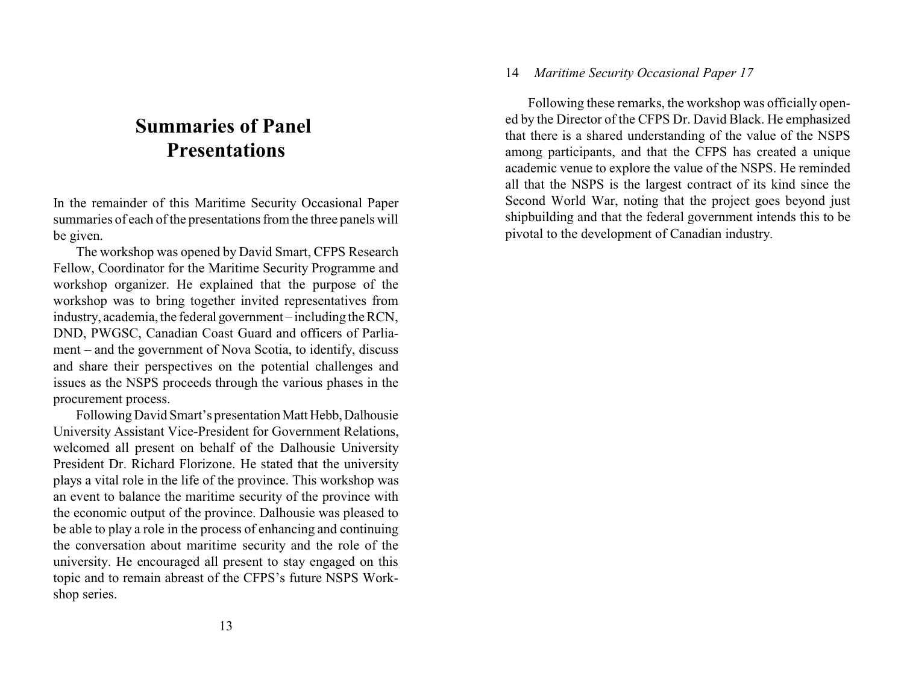# Summaries of Panel Presentations

In the remainder of this Maritime Security Occasional Paper summaries of each of the presentations from the three panels will be given.

The workshop was opened by David Smart, CFPS Research Fellow, Coordinator for the Maritime Security Programme and workshop organizer. He explained that the purpose of the workshop was to bring together invited representatives from industry, academia, the federal government – including the RCN, DND, PWGSC, Canadian Coast Guard and officers of Parliament – and the government of Nova Scotia, to identify, discuss and share their perspectives on the potential challenges and issues as the NSPS proceeds through the various phases in the procurement process.

Following David Smart's presentation Matt Hebb, Dalhousie University Assistant Vice-President for Government Relations, welcomed all present on behalf of the Dalhousie University President Dr. Richard Florizone. He stated that the university plays a vital role in the life of the province. This workshop was an event to balance the maritime security of the province with the economic output of the province. Dalhousie was pleased to be able to play a role in the process of enhancing and continuing the conversation about maritime security and the role of the university. He encouraged all present to stay engaged on this topic and to remain abreast of the CFPS's future NSPS Workshop series.

Following these remarks, the workshop was officially opened by the Director of the CFPS Dr. David Black. He emphasized that there is a shared understanding of the value of the NSPS among participants, and that the CFPS has created a unique academic venue to explore the value of the NSPS. He reminded all that the NSPS is the largest contract of its kind since the Second World War, noting that the project goes beyond just shipbuilding and that the federal government intends this to be pivotal to the development of Canadian industry.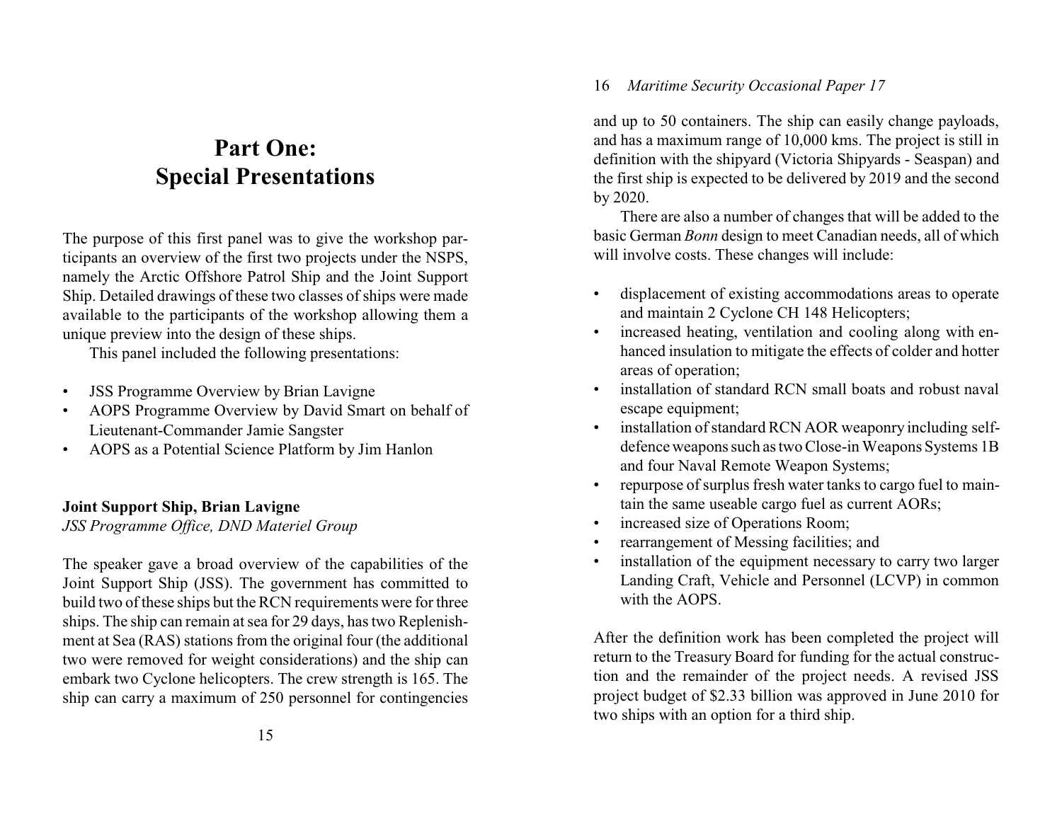# Part One: Special Presentations

The purpose of this first panel was to give the workshop participants an overview of the first two projects under the NSPS, namely the Arctic Offshore Patrol Ship and the Joint Support Ship. Detailed drawings of these two classes of ships were made available to the participants of the workshop allowing them a unique preview into the design of these ships.

This panel included the following presentations:

- JSS Programme Overview by Brian Lavigne
- AOPS Programme Overview by David Smart on behalf of Lieutenant-Commander Jamie Sangster
- AOPS as a Potential Science Platform by Jim Hanlon

**Joint Support Ship, Brian Lavigne**
*JSS Programme Office, DND Materiel Group*

The speaker gave a broad overview of the capabilities of the Joint Support Ship (JSS). The government has committed to build two of these ships but the RCN requirements were for three ships. The ship can remain at sea for 29 days, has two Replenishment at Sea (RAS) stations from the original four (the additional two were removed for weight considerations) and the ship can embark two Cyclone helicopters. The crew strength is 165. The ship can carry a maximum of 250 personnel for contingencies and up to 50 containers. The ship can easily change payloads, and has a maximum range of 10,000 kms. The project is still in definition with the shipyard (Victoria Shipyards - Seaspan) and the first ship is expected to be delivered by 2019 and the second by 2020.

There are also a number of changes that will be added to the basic German *Bonn* design to meet Canadian needs, all of which will involve costs. These changes will include:

- displacement of existing accommodations areas to operate and maintain 2 Cyclone CH 148 Helicopters;
- increased heating, ventilation and cooling along with enhanced insulation to mitigate the effects of colder and hotter areas of operation;
- installation of standard RCN small boats and robust naval escape equipment;
- installation of standard RCN AOR weaponry including self-defence weapons such as two Close-in Weapons Systems 1B and four Naval Remote Weapon Systems;
- repurpose of surplus fresh water tanks to cargo fuel to maintain the same useable cargo fuel as current AORs;
- increased size of Operations Room;
- rearrangement of Messing facilities; and
- installation of the equipment necessary to carry two larger Landing Craft, Vehicle and Personnel (LCVP) in common with the AOPS.

After the definition work has been completed the project will return to the Treasury Board for funding for the actual construction and the remainder of the project needs. A revised JSS project budget of $2.33 billion was approved in June 2010 for two ships with an option for a third ship.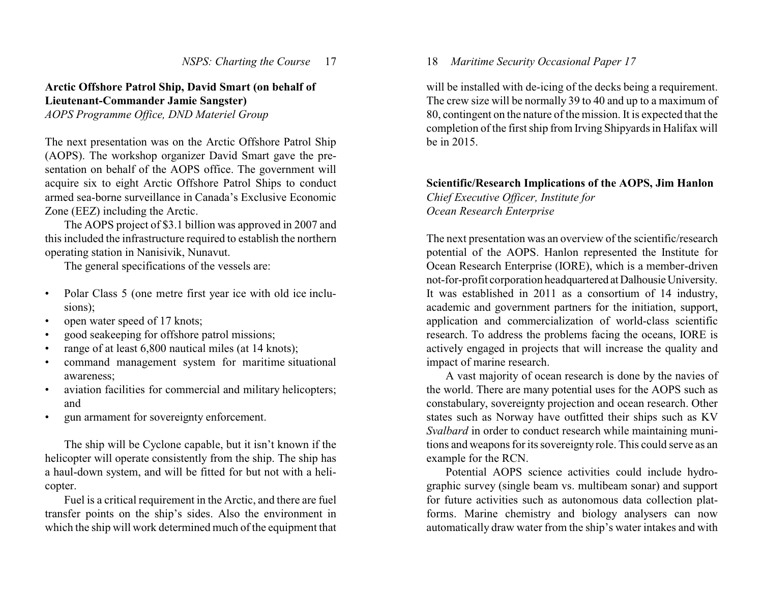### Arctic Offshore Patrol Ship, David Smart (on behalf of Lieutenant-Commander Jamie Sangster)

*AOPS Programme Office, DND Materiel Group*

The next presentation was on the Arctic Offshore Patrol Ship (AOPS). The workshop organizer David Smart gave the presentation on behalf of the AOPS office. The government will acquire six to eight Arctic Offshore Patrol Ships to conduct armed sea-borne surveillance in Canada's Exclusive Economic Zone (EEZ) including the Arctic.

The AOPS project of $3.1 billion was approved in 2007 and this included the infrastructure required to establish the northern operating station in Nanisivik, Nunavut.

The general specifications of the vessels are:

- Polar Class 5 (one metre first year ice with old ice inclusions);
- open water speed of 17 knots;
- good seakeeping for offshore patrol missions;
- range of at least 6,800 nautical miles (at 14 knots);
- command management system for maritime situational awareness;
- aviation facilities for commercial and military helicopters; and
- gun armament for sovereignty enforcement.

The ship will be Cyclone capable, but it isn't known if the helicopter will operate consistently from the ship. The ship has a haul-down system, and will be fitted for but not with a helicopter.

Fuel is a critical requirement in the Arctic, and there are fuel transfer points on the ship's sides. Also the environment in which the ship will work determined much of the equipment that will be installed with de-icing of the decks being a requirement. The crew size will be normally 39 to 40 and up to a maximum of 80, contingent on the nature of the mission. It is expected that the completion of the first ship from Irving Shipyards in Halifax will be in 2015.

### Scientific/Research Implications of the AOPS, Jim Hanlon

*Chief Executive Officer, Institute for Ocean Research Enterprise*

The next presentation was an overview of the scientific/research potential of the AOPS. Hanlon represented the Institute for Ocean Research Enterprise (IORE), which is a member-driven not-for-profit corporation headquartered at Dalhousie University. It was established in 2011 as a consortium of 14 industry, academic and government partners for the initiation, support, application and commercialization of world-class scientific research. To address the problems facing the oceans, IORE is actively engaged in projects that will increase the quality and impact of marine research.

A vast majority of ocean research is done by the navies of the world. There are many potential uses for the AOPS such as constabulary, sovereignty projection and ocean research. Other states such as Norway have outfitted their ships such as KV *Svalbard* in order to conduct research while maintaining munitions and weapons for its sovereignty role. This could serve as an example for the RCN.

Potential AOPS science activities could include hydrographic survey (single beam vs. multibeam sonar) and support for future activities such as autonomous data collection platforms. Marine chemistry and biology analysers can now automatically draw water from the ship's water intakes and with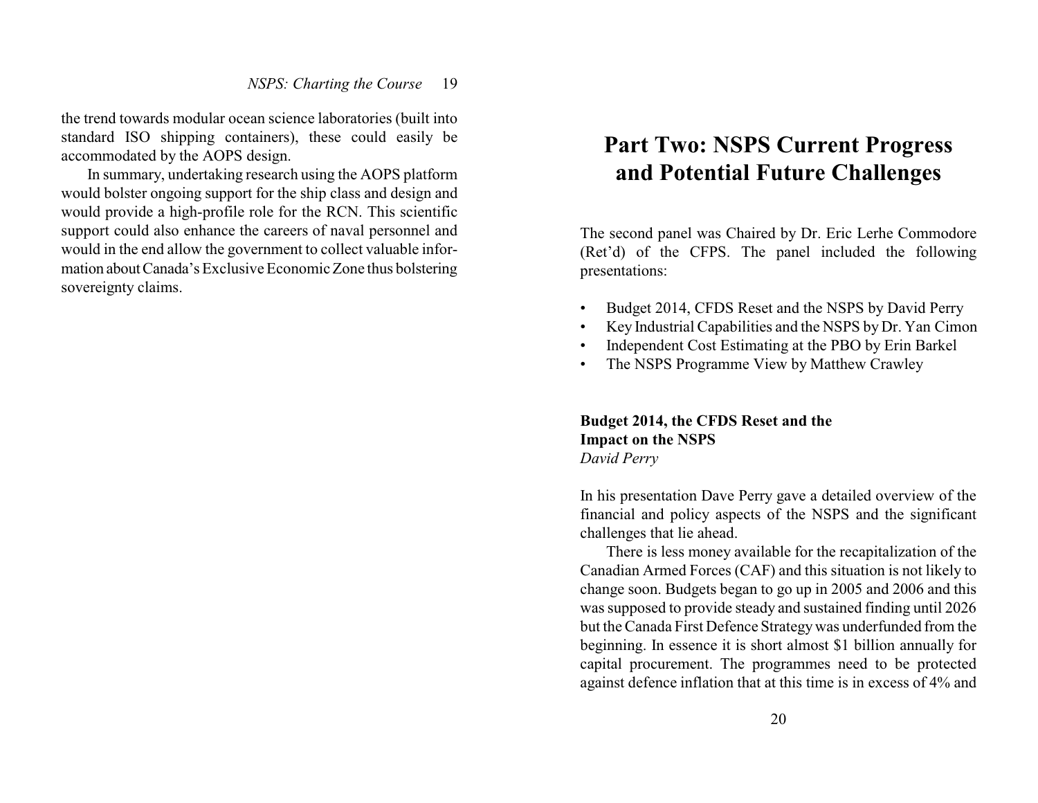the trend towards modular ocean science laboratories (built into standard ISO shipping containers), these could easily be accommodated by the AOPS design.

In summary, undertaking research using the AOPS platform would bolster ongoing support for the ship class and design and would provide a high-profile role for the RCN. This scientific support could also enhance the careers of naval personnel and would in the end allow the government to collect valuable information about Canada's Exclusive Economic Zone thus bolstering sovereignty claims.

# Part Two: NSPS Current Progress and Potential Future Challenges

The second panel was Chaired by Dr. Eric Lerhe Commodore (Ret'd) of the CFPS. The panel included the following presentations:

- Budget 2014, CFDS Reset and the NSPS by David Perry
- Key Industrial Capabilities and the NSPS by Dr. Yan Cimon
- Independent Cost Estimating at the PBO by Erin Barkel
- The NSPS Programme View by Matthew Crawley

## Budget 2014, the CFDS Reset and the Impact on the NSPS

*David Perry*

In his presentation Dave Perry gave a detailed overview of the financial and policy aspects of the NSPS and the significant challenges that lie ahead.

There is less money available for the recapitalization of the Canadian Armed Forces (CAF) and this situation is not likely to change soon. Budgets began to go up in 2005 and 2006 and this was supposed to provide steady and sustained finding until 2026 but the Canada First Defence Strategy was underfunded from the beginning. In essence it is short almost $1 billion annually for capital procurement. The programmes need to be protected against defence inflation that at this time is in excess of 4% and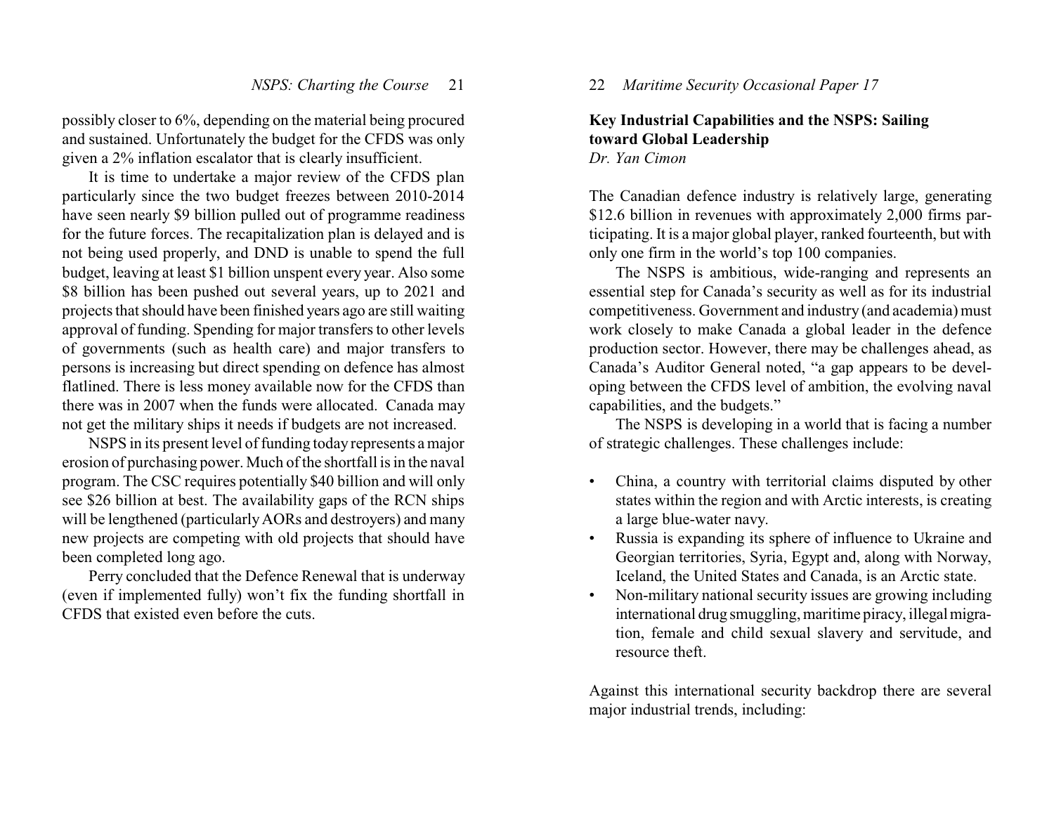possibly closer to 6%, depending on the material being procured and sustained. Unfortunately the budget for the CFDS was only given a 2% inflation escalator that is clearly insufficient.

It is time to undertake a major review of the CFDS plan particularly since the two budget freezes between 2010-2014 have seen nearly $9 billion pulled out of programme readiness for the future forces. The recapitalization plan is delayed and is not being used properly, and DND is unable to spend the full budget, leaving at least $1 billion unspent every year. Also some $8 billion has been pushed out several years, up to 2021 and projects that should have been finished years ago are still waiting approval of funding. Spending for major transfers to other levels of governments (such as health care) and major transfers to persons is increasing but direct spending on defence has almost flatlined. There is less money available now for the CFDS than there was in 2007 when the funds were allocated. Canada may not get the military ships it needs if budgets are not increased.

NSPS in its present level of funding today represents a major erosion of purchasing power. Much of the shortfall is in the naval program. The CSC requires potentially $40 billion and will only see $26 billion at best. The availability gaps of the RCN ships will be lengthened (particularly AORs and destroyers) and many new projects are competing with old projects that should have been completed long ago.

Perry concluded that the Defence Renewal that is underway (even if implemented fully) won't fix the funding shortfall in CFDS that existed even before the cuts.

## Key Industrial Capabilities and the NSPS: Sailing toward Global Leadership

*Dr. Yan Cimon*

The Canadian defence industry is relatively large, generating $12.6 billion in revenues with approximately 2,000 firms participating. It is a major global player, ranked fourteenth, but with only one firm in the world's top 100 companies.

The NSPS is ambitious, wide-ranging and represents an essential step for Canada's security as well as for its industrial competitiveness. Government and industry (and academia) must work closely to make Canada a global leader in the defence production sector. However, there may be challenges ahead, as Canada's Auditor General noted, "a gap appears to be developing between the CFDS level of ambition, the evolving naval capabilities, and the budgets."

The NSPS is developing in a world that is facing a number of strategic challenges. These challenges include:

- China, a country with territorial claims disputed by other states within the region and with Arctic interests, is creating a large blue-water navy.
- Russia is expanding its sphere of influence to Ukraine and Georgian territories, Syria, Egypt and, along with Norway, Iceland, the United States and Canada, is an Arctic state.
- Non-military national security issues are growing including international drug smuggling, maritime piracy, illegal migration, female and child sexual slavery and servitude, and resource theft.

Against this international security backdrop there are several major industrial trends, including: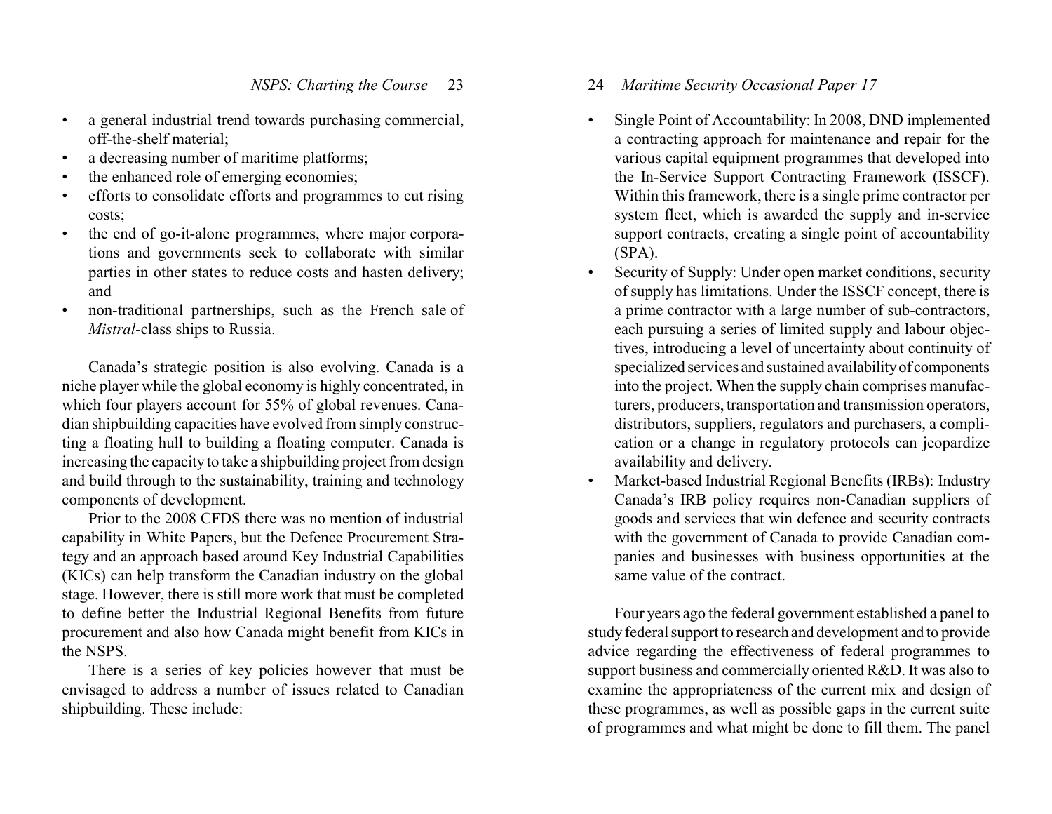- a general industrial trend towards purchasing commercial, off-the-shelf material;
- a decreasing number of maritime platforms;
- the enhanced role of emerging economies;
- efforts to consolidate efforts and programmes to cut rising costs;
- the end of go-it-alone programmes, where major corporations and governments seek to collaborate with similar parties in other states to reduce costs and hasten delivery; and
- non-traditional partnerships, such as the French sale of *Mistral*-class ships to Russia.

Canada's strategic position is also evolving. Canada is a niche player while the global economy is highly concentrated, in which four players account for 55% of global revenues. Canadian shipbuilding capacities have evolved from simply constructing a floating hull to building a floating computer. Canada is increasing the capacity to take a shipbuilding project from design and build through to the sustainability, training and technology components of development.

Prior to the 2008 CFDS there was no mention of industrial capability in White Papers, but the Defence Procurement Strategy and an approach based around Key Industrial Capabilities (KICs) can help transform the Canadian industry on the global stage. However, there is still more work that must be completed to define better the Industrial Regional Benefits from future procurement and also how Canada might benefit from KICs in the NSPS.

There is a series of key policies however that must be envisaged to address a number of issues related to Canadian shipbuilding. These include:

- Single Point of Accountability: In 2008, DND implemented a contracting approach for maintenance and repair for the various capital equipment programmes that developed into the In-Service Support Contracting Framework (ISSCF). Within this framework, there is a single prime contractor per system fleet, which is awarded the supply and in-service support contracts, creating a single point of accountability (SPA).
- Security of Supply: Under open market conditions, security of supply has limitations. Under the ISSCF concept, there is a prime contractor with a large number of sub-contractors, each pursuing a series of limited supply and labour objectives, introducing a level of uncertainty about continuity of specialized services and sustained availability of components into the project. When the supply chain comprises manufacturers, producers, transportation and transmission operators, distributors, suppliers, regulators and purchasers, a complication or a change in regulatory protocols can jeopardize availability and delivery.
- Market-based Industrial Regional Benefits (IRBs): Industry Canada's IRB policy requires non-Canadian suppliers of goods and services that win defence and security contracts with the government of Canada to provide Canadian companies and businesses with business opportunities at the same value of the contract.

Four years ago the federal government established a panel to study federal support to research and development and to provide advice regarding the effectiveness of federal programmes to support business and commercially oriented R&D. It was also to examine the appropriateness of the current mix and design of these programmes, as well as possible gaps in the current suite of programmes and what might be done to fill them. The panel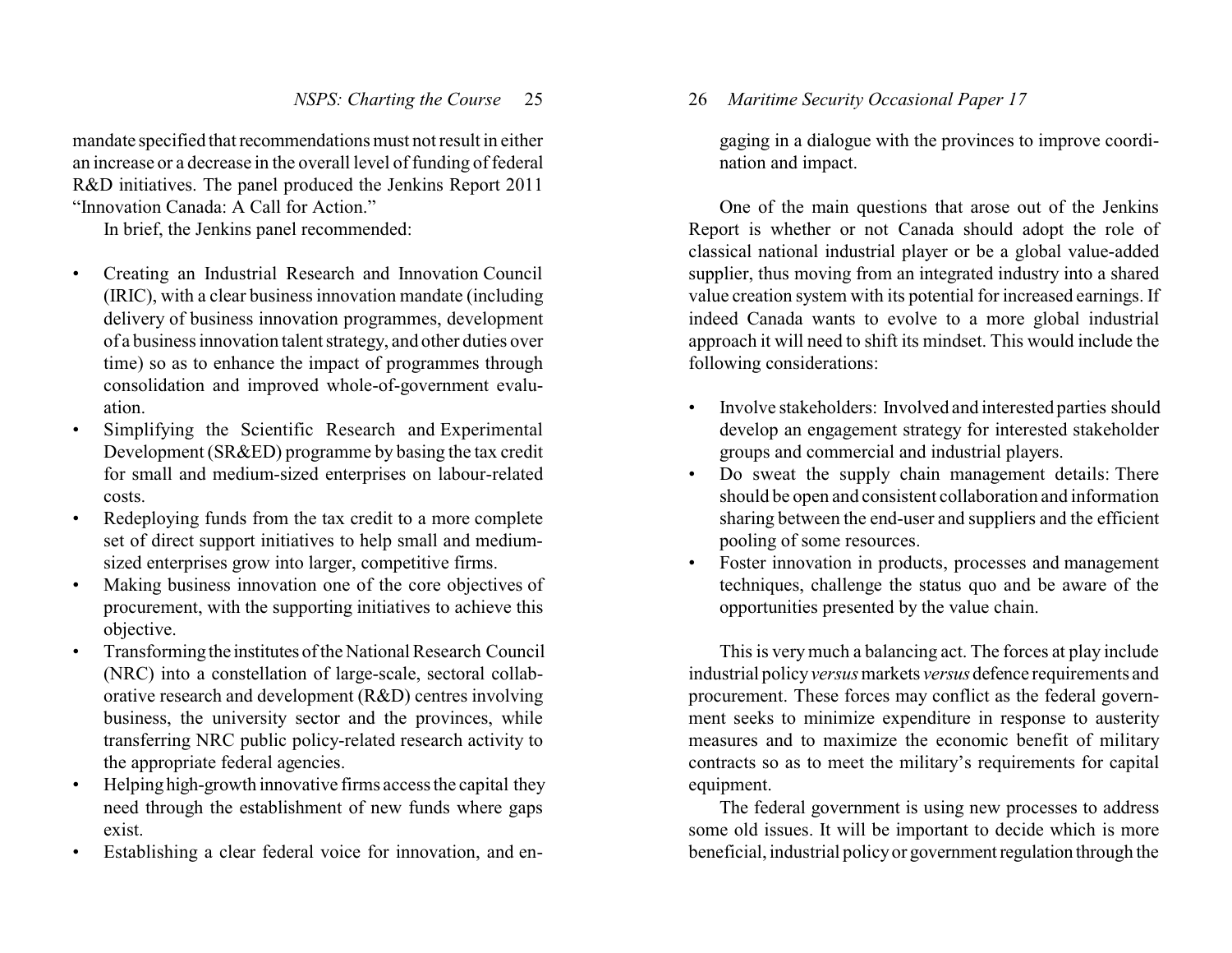mandate specified that recommendations must not result in either an increase or a decrease in the overall level of funding of federal R&D initiatives. The panel produced the Jenkins Report 2011 "Innovation Canada: A Call for Action."

In brief, the Jenkins panel recommended:

- Creating an Industrial Research and Innovation Council (IRIC), with a clear business innovation mandate (including delivery of business innovation programmes, development of a business innovation talent strategy, and other duties over time) so as to enhance the impact of programmes through consolidation and improved whole-of-government evaluation.
- Simplifying the Scientific Research and Experimental Development (SR&ED) programme by basing the tax credit for small and medium-sized enterprises on labour-related costs.
- Redeploying funds from the tax credit to a more complete set of direct support initiatives to help small and medium-sized enterprises grow into larger, competitive firms.
- Making business innovation one of the core objectives of procurement, with the supporting initiatives to achieve this objective.
- Transforming the institutes of the National Research Council (NRC) into a constellation of large-scale, sectoral collaborative research and development (R&D) centres involving business, the university sector and the provinces, while transferring NRC public policy-related research activity to the appropriate federal agencies.
- Helping high-growth innovative firms access the capital they need through the establishment of new funds where gaps exist.
- Establishing a clear federal voice for innovation, and engaging in a dialogue with the provinces to improve coordination and impact.

One of the main questions that arose out of the Jenkins Report is whether or not Canada should adopt the role of classical national industrial player or be a global value-added supplier, thus moving from an integrated industry into a shared value creation system with its potential for increased earnings. If indeed Canada wants to evolve to a more global industrial approach it will need to shift its mindset. This would include the following considerations:

- Involve stakeholders: Involved and interested parties should develop an engagement strategy for interested stakeholder groups and commercial and industrial players.
- Do sweat the supply chain management details: There should be open and consistent collaboration and information sharing between the end-user and suppliers and the efficient pooling of some resources.
- Foster innovation in products, processes and management techniques, challenge the status quo and be aware of the opportunities presented by the value chain.

This is very much a balancing act. The forces at play include industrial policy *versus* markets *versus* defence requirements and procurement. These forces may conflict as the federal government seeks to minimize expenditure in response to austerity measures and to maximize the economic benefit of military contracts so as to meet the military's requirements for capital equipment.

The federal government is using new processes to address some old issues. It will be important to decide which is more beneficial, industrial policy or government regulation through the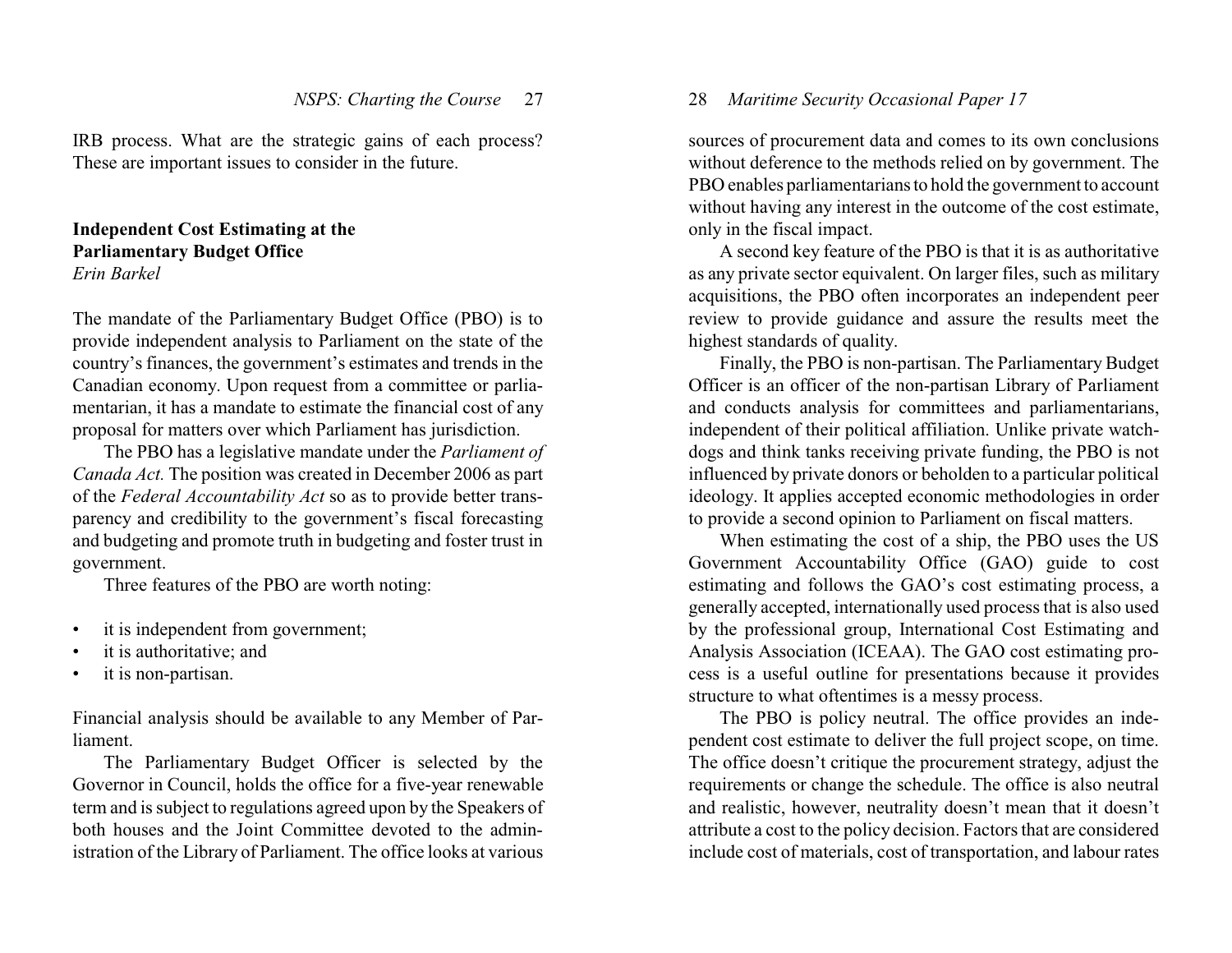IRB process. What are the strategic gains of each process? These are important issues to consider in the future.

## Independent Cost Estimating at the Parliamentary Budget Office

*Erin Barkel*

The mandate of the Parliamentary Budget Office (PBO) is to provide independent analysis to Parliament on the state of the country's finances, the government's estimates and trends in the Canadian economy. Upon request from a committee or parliamentarian, it has a mandate to estimate the financial cost of any proposal for matters over which Parliament has jurisdiction.

The PBO has a legislative mandate under the *Parliament of Canada Act.* The position was created in December 2006 as part of the *Federal Accountability Act* so as to provide better transparency and credibility to the government's fiscal forecasting and budgeting and promote truth in budgeting and foster trust in government.

Three features of the PBO are worth noting:

- it is independent from government;
- it is authoritative; and
- it is non-partisan.

Financial analysis should be available to any Member of Parliament.

The Parliamentary Budget Officer is selected by the Governor in Council, holds the office for a five-year renewable term and is subject to regulations agreed upon by the Speakers of both houses and the Joint Committee devoted to the administration of the Library of Parliament. The office looks at various sources of procurement data and comes to its own conclusions without deference to the methods relied on by government. The PBO enables parliamentarians to hold the government to account without having any interest in the outcome of the cost estimate, only in the fiscal impact.

A second key feature of the PBO is that it is as authoritative as any private sector equivalent. On larger files, such as military acquisitions, the PBO often incorporates an independent peer review to provide guidance and assure the results meet the highest standards of quality.

Finally, the PBO is non-partisan. The Parliamentary Budget Officer is an officer of the non-partisan Library of Parliament and conducts analysis for committees and parliamentarians, independent of their political affiliation. Unlike private watchdogs and think tanks receiving private funding, the PBO is not influenced by private donors or beholden to a particular political ideology. It applies accepted economic methodologies in order to provide a second opinion to Parliament on fiscal matters.

When estimating the cost of a ship, the PBO uses the US Government Accountability Office (GAO) guide to cost estimating and follows the GAO's cost estimating process, a generally accepted, internationally used process that is also used by the professional group, International Cost Estimating and Analysis Association (ICEAA). The GAO cost estimating process is a useful outline for presentations because it provides structure to what oftentimes is a messy process.

The PBO is policy neutral. The office provides an independent cost estimate to deliver the full project scope, on time. The office doesn't critique the procurement strategy, adjust the requirements or change the schedule. The office is also neutral and realistic, however, neutrality doesn't mean that it doesn't attribute a cost to the policy decision. Factors that are considered include cost of materials, cost of transportation, and labour rates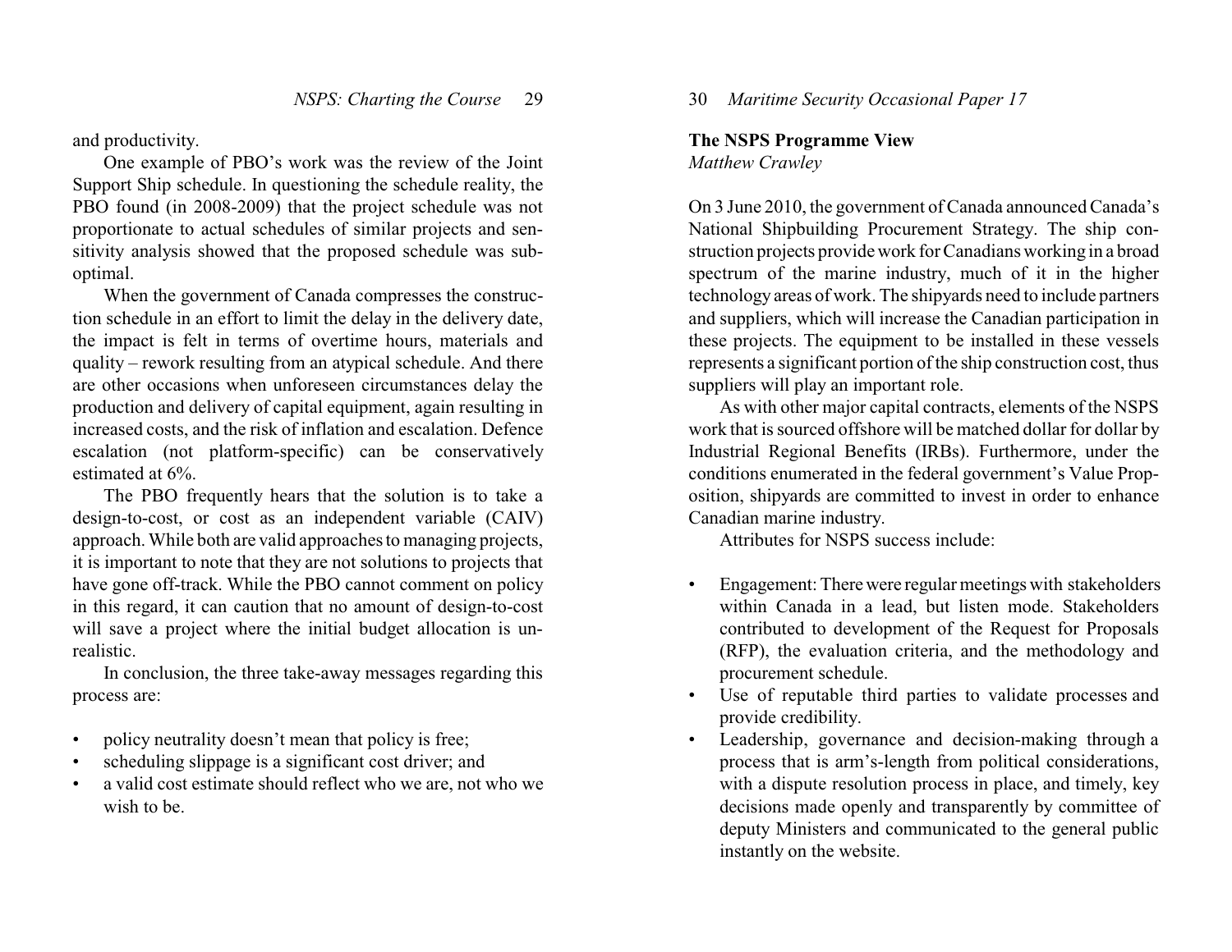and productivity.

One example of PBO's work was the review of the Joint Support Ship schedule. In questioning the schedule reality, the PBO found (in 2008-2009) that the project schedule was not proportionate to actual schedules of similar projects and sensitivity analysis showed that the proposed schedule was sub-optimal.

When the government of Canada compresses the construction schedule in an effort to limit the delay in the delivery date, the impact is felt in terms of overtime hours, materials and quality – rework resulting from an atypical schedule. And there are other occasions when unforeseen circumstances delay the production and delivery of capital equipment, again resulting in increased costs, and the risk of inflation and escalation. Defence escalation (not platform-specific) can be conservatively estimated at 6%.

The PBO frequently hears that the solution is to take a design-to-cost, or cost as an independent variable (CAIV) approach. While both are valid approaches to managing projects, it is important to note that they are not solutions to projects that have gone off-track. While the PBO cannot comment on policy in this regard, it can caution that no amount of design-to-cost will save a project where the initial budget allocation is unrealistic.

In conclusion, the three take-away messages regarding this process are:

- policy neutrality doesn't mean that policy is free;
- scheduling slippage is a significant cost driver; and
- a valid cost estimate should reflect who we are, not who we wish to be.

## The NSPS Programme View

*Matthew Crawley*

On 3 June 2010, the government of Canada announced Canada's National Shipbuilding Procurement Strategy. The ship construction projects provide work for Canadians working in a broad spectrum of the marine industry, much of it in the higher technology areas of work. The shipyards need to include partners and suppliers, which will increase the Canadian participation in these projects. The equipment to be installed in these vessels represents a significant portion of the ship construction cost, thus suppliers will play an important role.

As with other major capital contracts, elements of the NSPS work that is sourced offshore will be matched dollar for dollar by Industrial Regional Benefits (IRBs). Furthermore, under the conditions enumerated in the federal government's Value Proposition, shipyards are committed to invest in order to enhance Canadian marine industry.

Attributes for NSPS success include:

- Engagement: There were regular meetings with stakeholders within Canada in a lead, but listen mode. Stakeholders contributed to development of the Request for Proposals (RFP), the evaluation criteria, and the methodology and procurement schedule.
- Use of reputable third parties to validate processes and provide credibility.
- Leadership, governance and decision-making through a process that is arm's-length from political considerations, with a dispute resolution process in place, and timely, key decisions made openly and transparently by committee of deputy Ministers and communicated to the general public instantly on the website.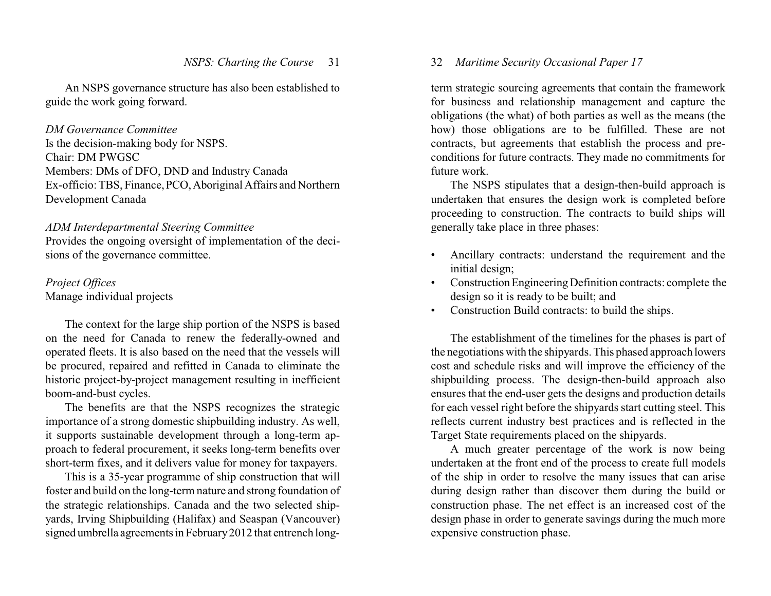An NSPS governance structure has also been established to guide the work going forward.

*DM Governance Committee*
Is the decision-making body for NSPS.
Chair: DM PWGSC
Members: DMs of DFO, DND and Industry Canada
Ex-officio: TBS, Finance, PCO, Aboriginal Affairs and Northern Development Canada

*ADM Interdepartmental Steering Committee*
Provides the ongoing oversight of implementation of the decisions of the governance committee.

*Project Offices*
Manage individual projects

The context for the large ship portion of the NSPS is based on the need for Canada to renew the federally-owned and operated fleets. It is also based on the need that the vessels will be procured, repaired and refitted in Canada to eliminate the historic project-by-project management resulting in inefficient boom-and-bust cycles.

The benefits are that the NSPS recognizes the strategic importance of a strong domestic shipbuilding industry. As well, it supports sustainable development through a long-term approach to federal procurement, it seeks long-term benefits over short-term fixes, and it delivers value for money for taxpayers.

This is a 35-year programme of ship construction that will foster and build on the long-term nature and strong foundation of the strategic relationships. Canada and the two selected shipyards, Irving Shipbuilding (Halifax) and Seaspan (Vancouver) signed umbrella agreements in February 2012 that entrench long-term strategic sourcing agreements that contain the framework for business and relationship management and capture the obligations (the what) of both parties as well as the means (the how) those obligations are to be fulfilled. These are not contracts, but agreements that establish the process and pre-conditions for future contracts. They made no commitments for future work.

The NSPS stipulates that a design-then-build approach is undertaken that ensures the design work is completed before proceeding to construction. The contracts to build ships will generally take place in three phases:

- Ancillary contracts: understand the requirement and the initial design;
- Construction Engineering Definition contracts: complete the design so it is ready to be built; and
- Construction Build contracts: to build the ships.

The establishment of the timelines for the phases is part of the negotiations with the shipyards. This phased approach lowers cost and schedule risks and will improve the efficiency of the shipbuilding process. The design-then-build approach also ensures that the end-user gets the designs and production details for each vessel right before the shipyards start cutting steel. This reflects current industry best practices and is reflected in the Target State requirements placed on the shipyards.

A much greater percentage of the work is now being undertaken at the front end of the process to create full models of the ship in order to resolve the many issues that can arise during design rather than discover them during the build or construction phase. The net effect is an increased cost of the design phase in order to generate savings during the much more expensive construction phase.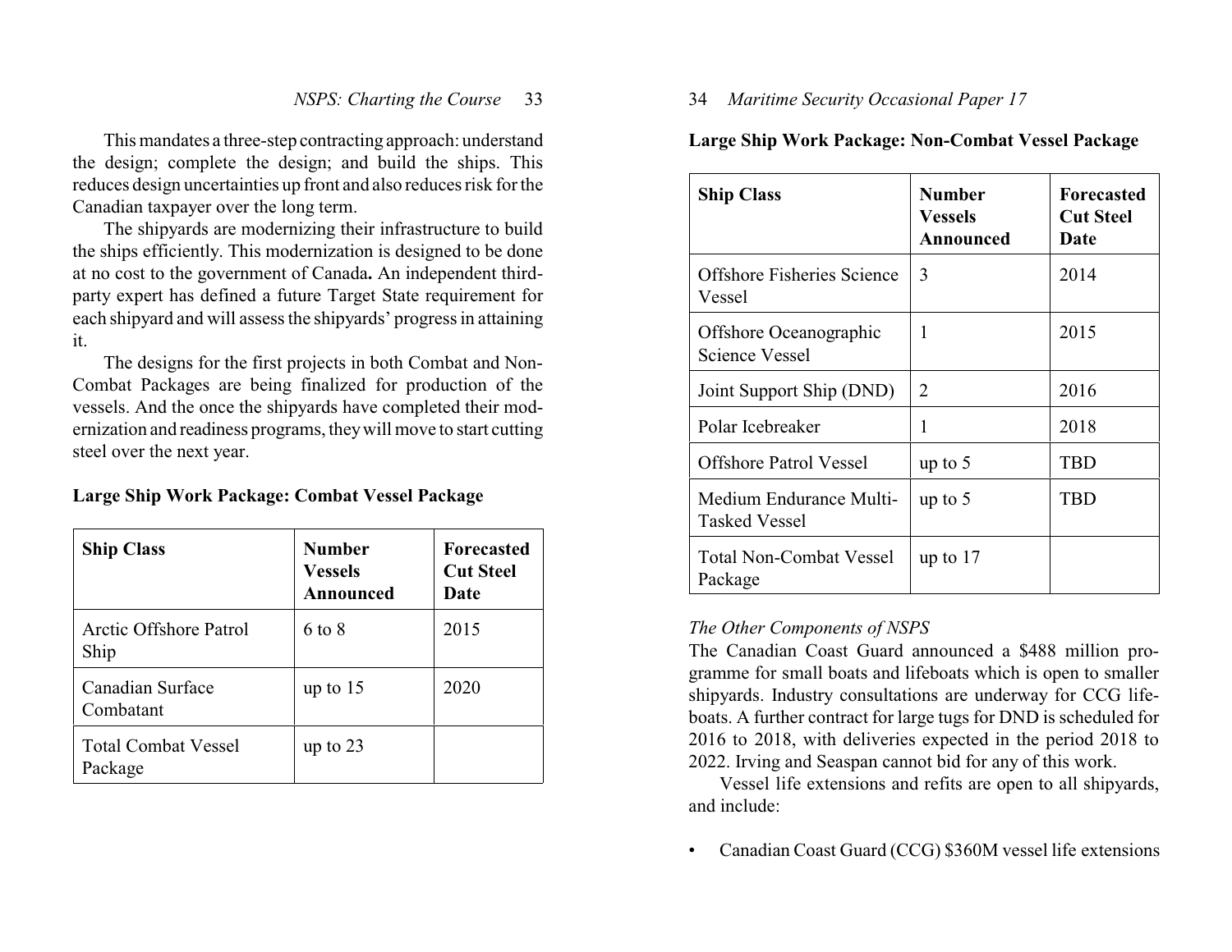This mandates a three-step contracting approach: understand the design; complete the design; and build the ships. This reduces design uncertainties up front and also reduces risk for the Canadian taxpayer over the long term.

The shipyards are modernizing their infrastructure to build the ships efficiently. This modernization is designed to be done at no cost to the government of Canada**.** An independent third-party expert has defined a future Target State requirement for each shipyard and will assess the shipyards' progress in attaining it.

The designs for the first projects in both Combat and Non-Combat Packages are being finalized for production of the vessels. And the once the shipyards have completed their modernization and readiness programs, they will move to start cutting steel over the next year.

**Large Ship Work Package: Combat Vessel Package**

| Ship Class | Number Vessels Announced | Forecasted Cut Steel Date |
|---|---|---|
| Arctic Offshore Patrol Ship | 6 to 8 | 2015 |
| Canadian Surface Combatant | up to 15 | 2020 |
| Total Combat Vessel Package | up to 23 | |

**Large Ship Work Package: Non-Combat Vessel Package**

| Ship Class | Number Vessels Announced | Forecasted Cut Steel Date |
|---|---|---|
| Offshore Fisheries Science Vessel | 3 | 2014 |
| Offshore Oceanographic Science Vessel | 1 | 2015 |
| Joint Support Ship (DND) | 2 | 2016 |
| Polar Icebreaker | 1 | 2018 |
| Offshore Patrol Vessel | up to 5 | TBD |
| Medium Endurance Multi-Tasked Vessel | up to 5 | TBD |
| Total Non-Combat Vessel Package | up to 17 | |

*The Other Components of NSPS*

The Canadian Coast Guard announced a $488 million programme for small boats and lifeboats which is open to smaller shipyards. Industry consultations are underway for CCG lifeboats. A further contract for large tugs for DND is scheduled for 2016 to 2018, with deliveries expected in the period 2018 to 2022. Irving and Seaspan cannot bid for any of this work.

Vessel life extensions and refits are open to all shipyards, and include:

- Canadian Coast Guard (CCG) $360M vessel life extensions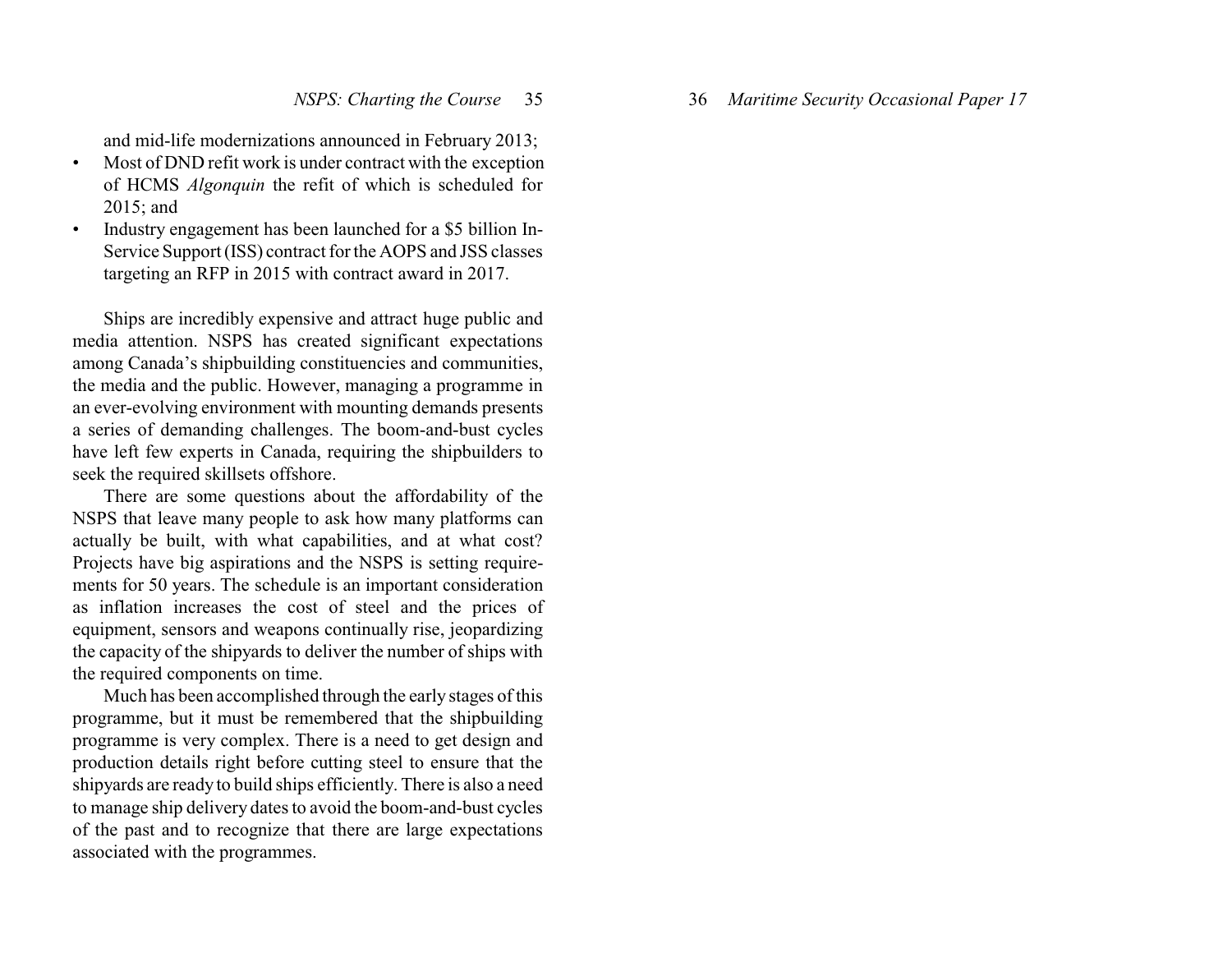and mid-life modernizations announced in February 2013;

- Most of DND refit work is under contract with the exception of HCMS *Algonquin* the refit of which is scheduled for 2015; and
- Industry engagement has been launched for a $5 billion In-Service Support (ISS) contract for the AOPS and JSS classes targeting an RFP in 2015 with contract award in 2017.

Ships are incredibly expensive and attract huge public and media attention. NSPS has created significant expectations among Canada's shipbuilding constituencies and communities, the media and the public. However, managing a programme in an ever-evolving environment with mounting demands presents a series of demanding challenges. The boom-and-bust cycles have left few experts in Canada, requiring the shipbuilders to seek the required skillsets offshore.

There are some questions about the affordability of the NSPS that leave many people to ask how many platforms can actually be built, with what capabilities, and at what cost? Projects have big aspirations and the NSPS is setting requirements for 50 years. The schedule is an important consideration as inflation increases the cost of steel and the prices of equipment, sensors and weapons continually rise, jeopardizing the capacity of the shipyards to deliver the number of ships with the required components on time.

Much has been accomplished through the early stages of this programme, but it must be remembered that the shipbuilding programme is very complex. There is a need to get design and production details right before cutting steel to ensure that the shipyards are ready to build ships efficiently. There is also a need to manage ship delivery dates to avoid the boom-and-bust cycles of the past and to recognize that there are large expectations associated with the programmes.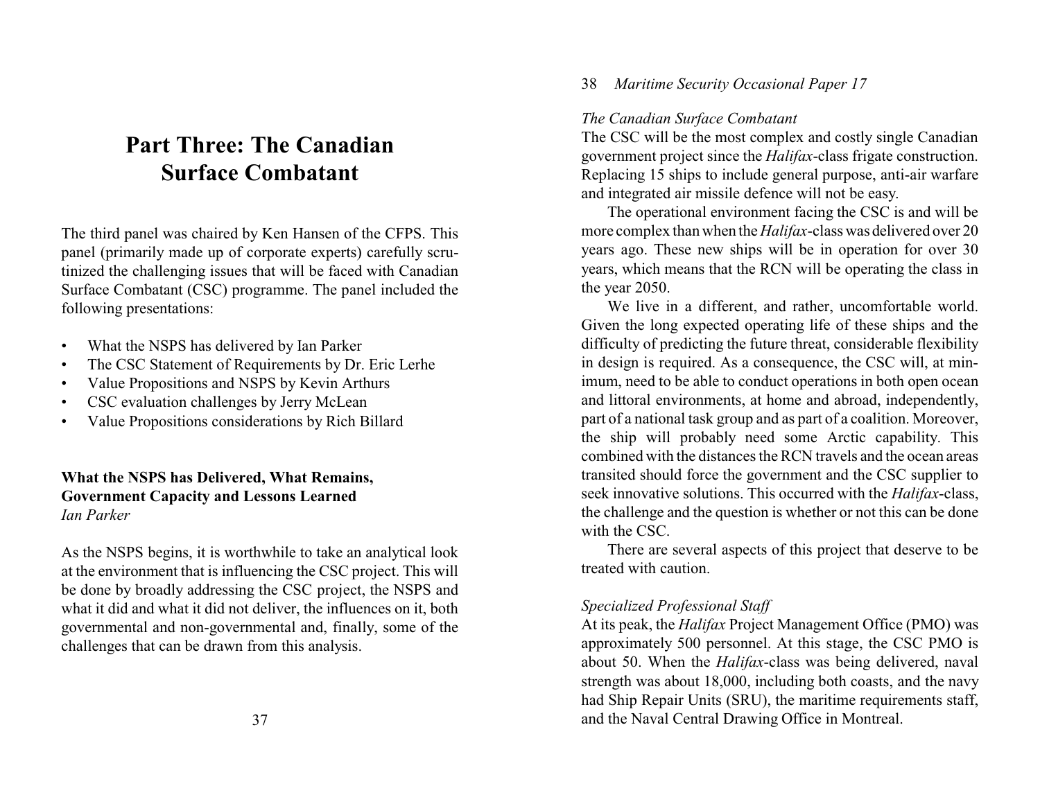# Part Three: The Canadian Surface Combatant

The third panel was chaired by Ken Hansen of the CFPS. This panel (primarily made up of corporate experts) carefully scrutinized the challenging issues that will be faced with Canadian Surface Combatant (CSC) programme. The panel included the following presentations:

- What the NSPS has delivered by Ian Parker
- The CSC Statement of Requirements by Dr. Eric Lerhe
- Value Propositions and NSPS by Kevin Arthurs
- CSC evaluation challenges by Jerry McLean
- Value Propositions considerations by Rich Billard

## What the NSPS has Delivered, What Remains, Government Capacity and Lessons Learned

*Ian Parker*

As the NSPS begins, it is worthwhile to take an analytical look at the environment that is influencing the CSC project. This will be done by broadly addressing the CSC project, the NSPS and what it did and what it did not deliver, the influences on it, both governmental and non-governmental and, finally, some of the challenges that can be drawn from this analysis.

### *The Canadian Surface Combatant*

The CSC will be the most complex and costly single Canadian government project since the *Halifax*-class frigate construction. Replacing 15 ships to include general purpose, anti-air warfare and integrated air missile defence will not be easy.

The operational environment facing the CSC is and will be more complex than when the *Halifax*-class was delivered over 20 years ago. These new ships will be in operation for over 30 years, which means that the RCN will be operating the class in the year 2050.

We live in a different, and rather, uncomfortable world. Given the long expected operating life of these ships and the difficulty of predicting the future threat, considerable flexibility in design is required. As a consequence, the CSC will, at minimum, need to be able to conduct operations in both open ocean and littoral environments, at home and abroad, independently, part of a national task group and as part of a coalition. Moreover, the ship will probably need some Arctic capability. This combined with the distances the RCN travels and the ocean areas transited should force the government and the CSC supplier to seek innovative solutions. This occurred with the *Halifax*-class, the challenge and the question is whether or not this can be done with the CSC.

There are several aspects of this project that deserve to be treated with caution.

### *Specialized Professional Staff*

At its peak, the *Halifax* Project Management Office (PMO) was approximately 500 personnel. At this stage, the CSC PMO is about 50. When the *Halifax*-class was being delivered, naval strength was about 18,000, including both coasts, and the navy had Ship Repair Units (SRU), the maritime requirements staff, and the Naval Central Drawing Office in Montreal.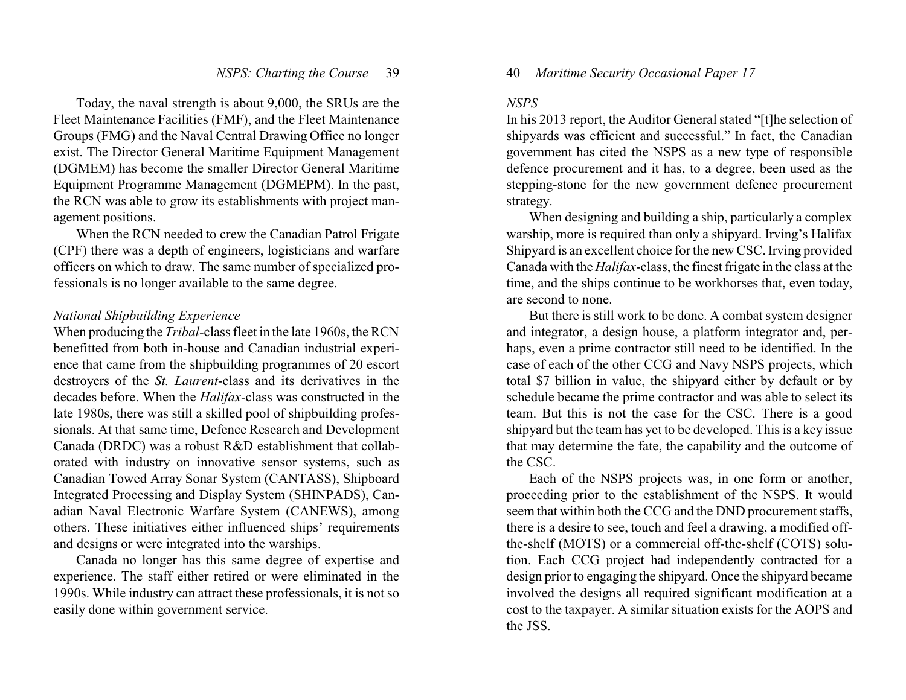Today, the naval strength is about 9,000, the SRUs are the Fleet Maintenance Facilities (FMF), and the Fleet Maintenance Groups (FMG) and the Naval Central Drawing Office no longer exist. The Director General Maritime Equipment Management (DGMEM) has become the smaller Director General Maritime Equipment Programme Management (DGMEPM). In the past, the RCN was able to grow its establishments with project management positions.

When the RCN needed to crew the Canadian Patrol Frigate (CPF) there was a depth of engineers, logisticians and warfare officers on which to draw. The same number of specialized professionals is no longer available to the same degree.

### *National Shipbuilding Experience*

When producing the *Tribal*-class fleet in the late 1960s, the RCN benefitted from both in-house and Canadian industrial experience that came from the shipbuilding programmes of 20 escort destroyers of the *St. Laurent*-class and its derivatives in the decades before. When the *Halifax*-class was constructed in the late 1980s, there was still a skilled pool of shipbuilding professionals. At that same time, Defence Research and Development Canada (DRDC) was a robust R&D establishment that collaborated with industry on innovative sensor systems, such as Canadian Towed Array Sonar System (CANTASS), Shipboard Integrated Processing and Display System (SHINPADS), Canadian Naval Electronic Warfare System (CANEWS), among others. These initiatives either influenced ships' requirements and designs or were integrated into the warships.

Canada no longer has this same degree of expertise and experience. The staff either retired or were eliminated in the 1990s. While industry can attract these professionals, it is not so easily done within government service.

### *NSPS*

In his 2013 report, the Auditor General stated "[t]he selection of shipyards was efficient and successful." In fact, the Canadian government has cited the NSPS as a new type of responsible defence procurement and it has, to a degree, been used as the stepping-stone for the new government defence procurement strategy.

When designing and building a ship, particularly a complex warship, more is required than only a shipyard. Irving's Halifax Shipyard is an excellent choice for the new CSC. Irving provided Canada with the *Halifax*-class, the finest frigate in the class at the time, and the ships continue to be workhorses that, even today, are second to none.

But there is still work to be done. A combat system designer and integrator, a design house, a platform integrator and, perhaps, even a prime contractor still need to be identified. In the case of each of the other CCG and Navy NSPS projects, which total $7 billion in value, the shipyard either by default or by schedule became the prime contractor and was able to select its team. But this is not the case for the CSC. There is a good shipyard but the team has yet to be developed. This is a key issue that may determine the fate, the capability and the outcome of the CSC.

Each of the NSPS projects was, in one form or another, proceeding prior to the establishment of the NSPS. It would seem that within both the CCG and the DND procurement staffs, there is a desire to see, touch and feel a drawing, a modified off-the-shelf (MOTS) or a commercial off-the-shelf (COTS) solution. Each CCG project had independently contracted for a design prior to engaging the shipyard. Once the shipyard became involved the designs all required significant modification at a cost to the taxpayer. A similar situation exists for the AOPS and the JSS.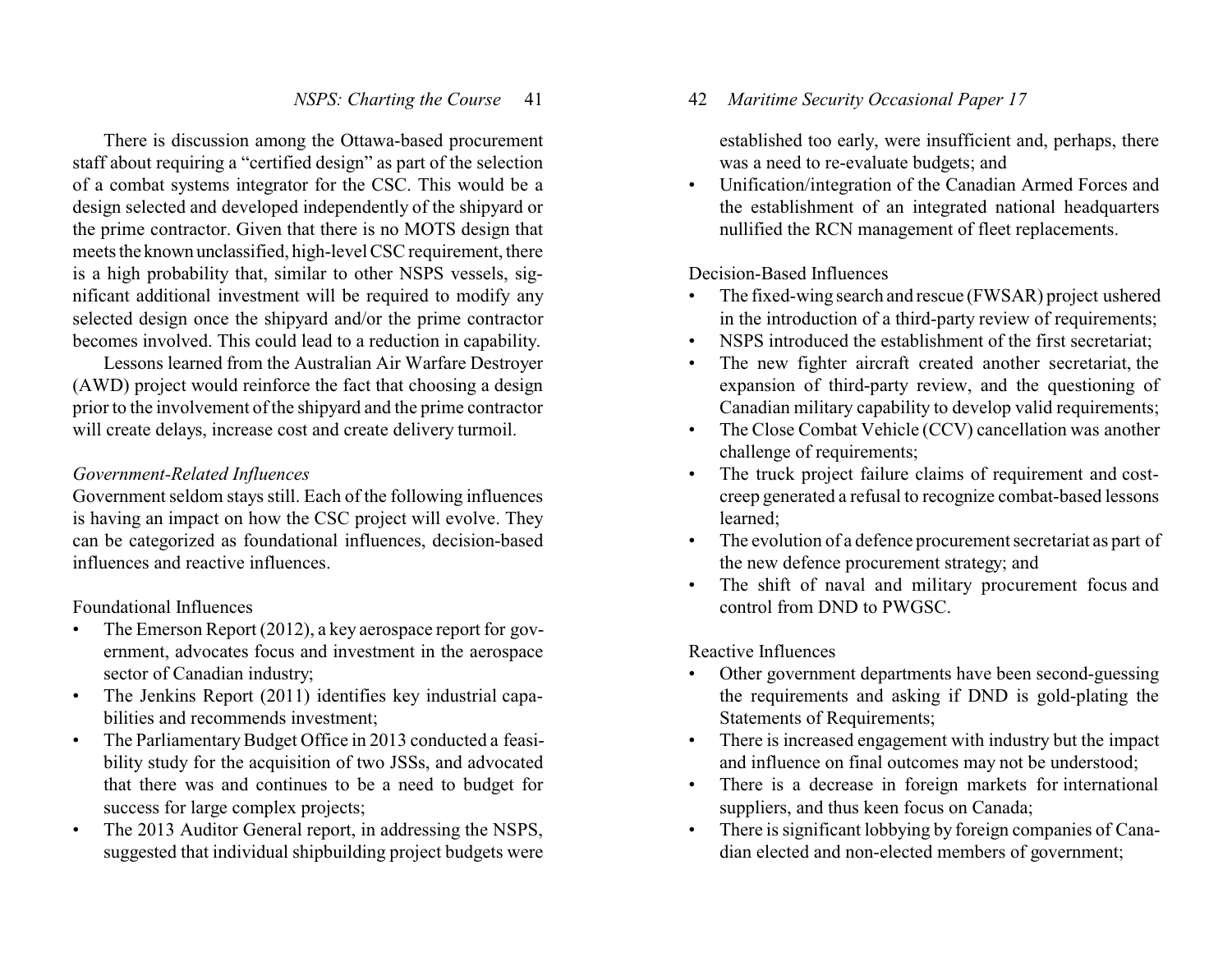There is discussion among the Ottawa-based procurement staff about requiring a "certified design" as part of the selection of a combat systems integrator for the CSC. This would be a design selected and developed independently of the shipyard or the prime contractor. Given that there is no MOTS design that meets the known unclassified, high-level CSC requirement, there is a high probability that, similar to other NSPS vessels, significant additional investment will be required to modify any selected design once the shipyard and/or the prime contractor becomes involved. This could lead to a reduction in capability.

Lessons learned from the Australian Air Warfare Destroyer (AWD) project would reinforce the fact that choosing a design prior to the involvement of the shipyard and the prime contractor will create delays, increase cost and create delivery turmoil.

*Government-Related Influences*

Government seldom stays still. Each of the following influences is having an impact on how the CSC project will evolve. They can be categorized as foundational influences, decision-based influences and reactive influences.

Foundational Influences

- The Emerson Report (2012), a key aerospace report for government, advocates focus and investment in the aerospace sector of Canadian industry;
- The Jenkins Report (2011) identifies key industrial capabilities and recommends investment;
- The Parliamentary Budget Office in 2013 conducted a feasibility study for the acquisition of two JSSs, and advocated that there was and continues to be a need to budget for success for large complex projects;
- The 2013 Auditor General report, in addressing the NSPS, suggested that individual shipbuilding project budgets were established too early, were insufficient and, perhaps, there was a need to re-evaluate budgets; and
- Unification/integration of the Canadian Armed Forces and the establishment of an integrated national headquarters nullified the RCN management of fleet replacements.

Decision-Based Influences

- The fixed-wing search and rescue (FWSAR) project ushered in the introduction of a third-party review of requirements;
- NSPS introduced the establishment of the first secretariat;
- The new fighter aircraft created another secretariat, the expansion of third-party review, and the questioning of Canadian military capability to develop valid requirements;
- The Close Combat Vehicle (CCV) cancellation was another challenge of requirements;
- The truck project failure claims of requirement and cost-creep generated a refusal to recognize combat-based lessons learned;
- The evolution of a defence procurement secretariat as part of the new defence procurement strategy; and
- The shift of naval and military procurement focus and control from DND to PWGSC.

Reactive Influences

- Other government departments have been second-guessing the requirements and asking if DND is gold-plating the Statements of Requirements;
- There is increased engagement with industry but the impact and influence on final outcomes may not be understood;
- There is a decrease in foreign markets for international suppliers, and thus keen focus on Canada;
- There is significant lobbying by foreign companies of Canadian elected and non-elected members of government;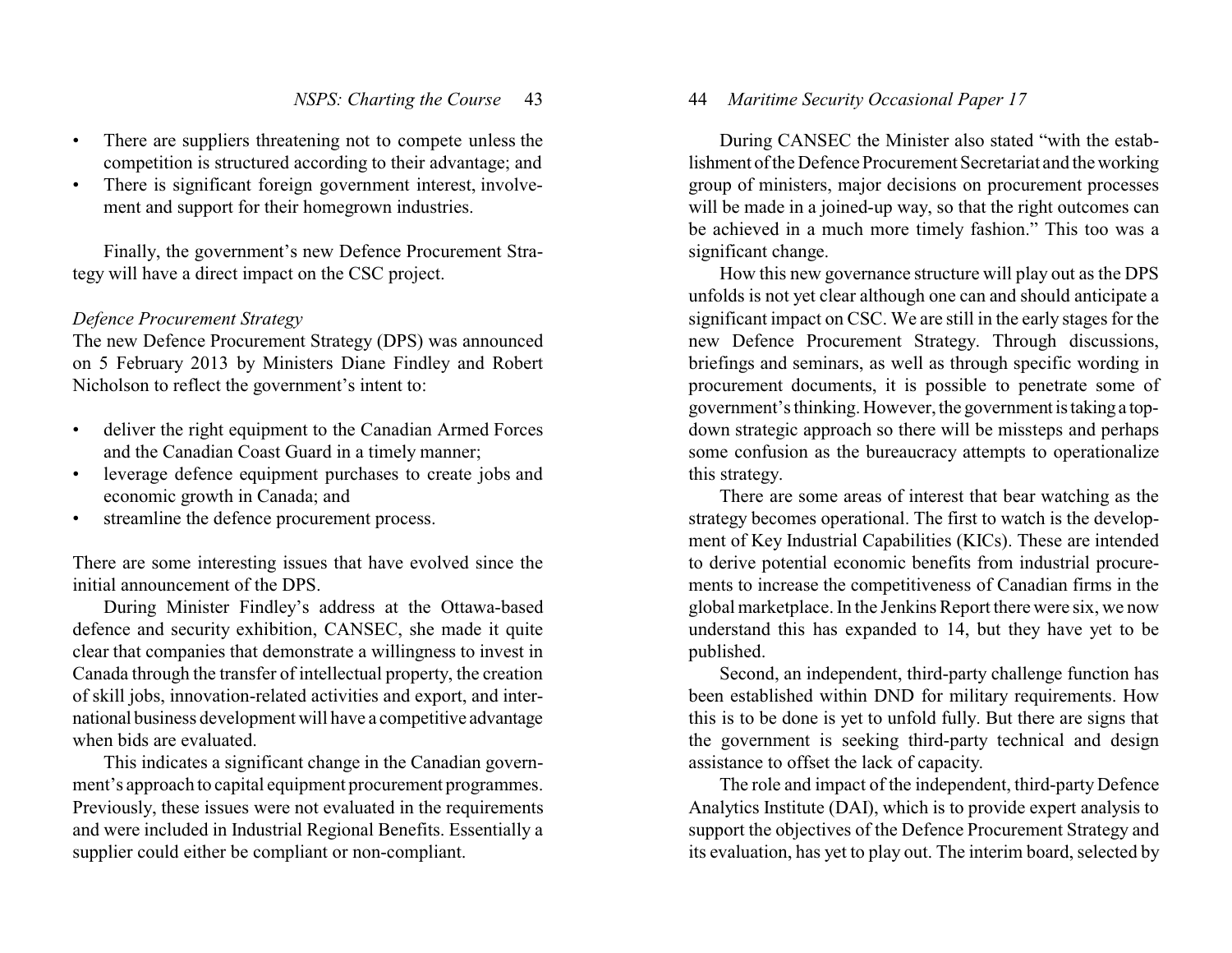- There are suppliers threatening not to compete unless the competition is structured according to their advantage; and
- There is significant foreign government interest, involvement and support for their homegrown industries.

Finally, the government's new Defence Procurement Strategy will have a direct impact on the CSC project.

*Defence Procurement Strategy*

The new Defence Procurement Strategy (DPS) was announced on 5 February 2013 by Ministers Diane Findley and Robert Nicholson to reflect the government's intent to:

- deliver the right equipment to the Canadian Armed Forces and the Canadian Coast Guard in a timely manner;
- leverage defence equipment purchases to create jobs and economic growth in Canada; and
- streamline the defence procurement process.

There are some interesting issues that have evolved since the initial announcement of the DPS.

During Minister Findley's address at the Ottawa-based defence and security exhibition, CANSEC, she made it quite clear that companies that demonstrate a willingness to invest in Canada through the transfer of intellectual property, the creation of skill jobs, innovation-related activities and export, and international business development will have a competitive advantage when bids are evaluated.

This indicates a significant change in the Canadian government's approach to capital equipment procurement programmes. Previously, these issues were not evaluated in the requirements and were included in Industrial Regional Benefits. Essentially a supplier could either be compliant or non-compliant.

During CANSEC the Minister also stated "with the establishment of the Defence Procurement Secretariat and the working group of ministers, major decisions on procurement processes will be made in a joined-up way, so that the right outcomes can be achieved in a much more timely fashion." This too was a significant change.

How this new governance structure will play out as the DPS unfolds is not yet clear although one can and should anticipate a significant impact on CSC. We are still in the early stages for the new Defence Procurement Strategy. Through discussions, briefings and seminars, as well as through specific wording in procurement documents, it is possible to penetrate some of government's thinking. However, the government is taking a top-down strategic approach so there will be missteps and perhaps some confusion as the bureaucracy attempts to operationalize this strategy.

There are some areas of interest that bear watching as the strategy becomes operational. The first to watch is the development of Key Industrial Capabilities (KICs). These are intended to derive potential economic benefits from industrial procurements to increase the competitiveness of Canadian firms in the global marketplace. In the Jenkins Report there were six, we now understand this has expanded to 14, but they have yet to be published.

Second, an independent, third-party challenge function has been established within DND for military requirements. How this is to be done is yet to unfold fully. But there are signs that the government is seeking third-party technical and design assistance to offset the lack of capacity.

The role and impact of the independent, third-party Defence Analytics Institute (DAI), which is to provide expert analysis to support the objectives of the Defence Procurement Strategy and its evaluation, has yet to play out. The interim board, selected by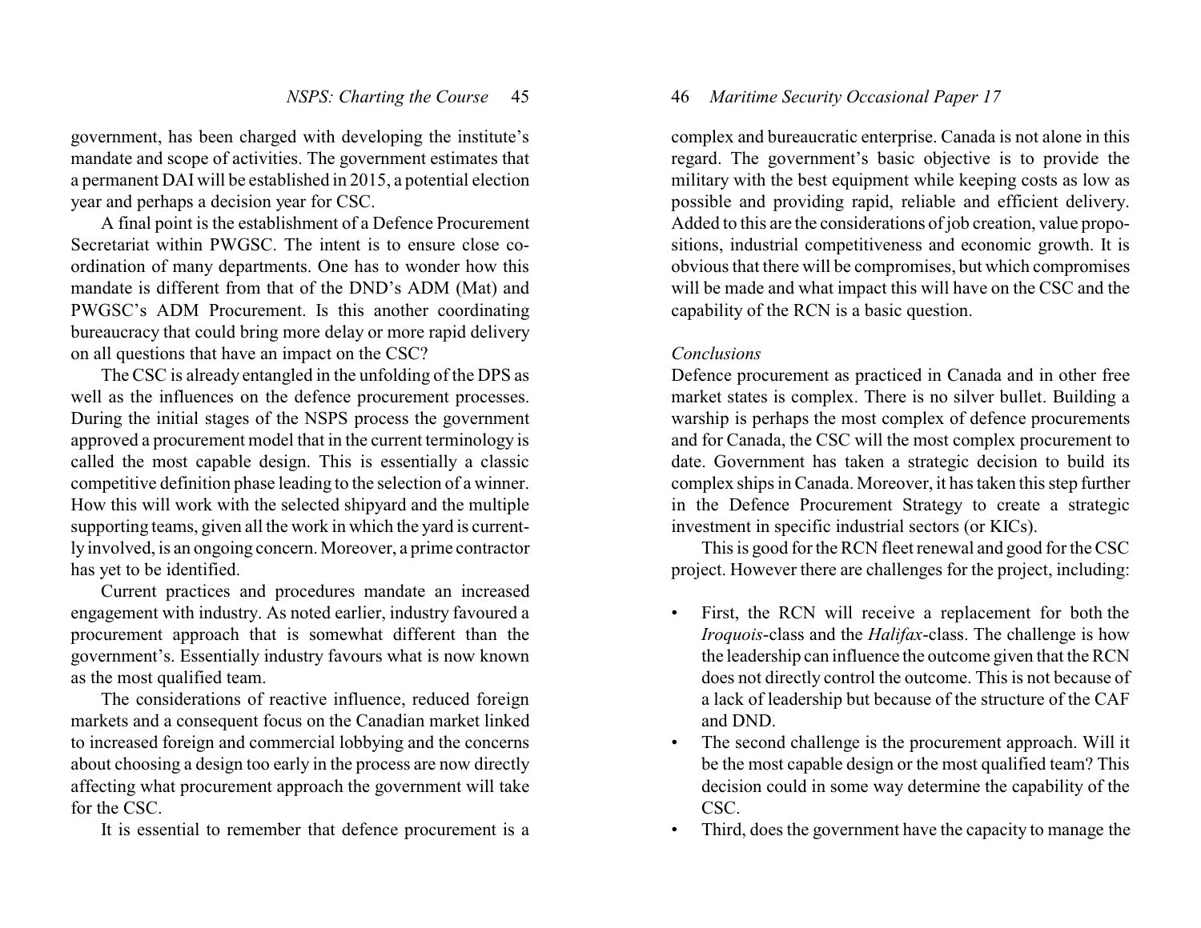government, has been charged with developing the institute's mandate and scope of activities. The government estimates that a permanent DAI will be established in 2015, a potential election year and perhaps a decision year for CSC.

A final point is the establishment of a Defence Procurement Secretariat within PWGSC. The intent is to ensure close co-ordination of many departments. One has to wonder how this mandate is different from that of the DND's ADM (Mat) and PWGSC's ADM Procurement. Is this another coordinating bureaucracy that could bring more delay or more rapid delivery on all questions that have an impact on the CSC?

The CSC is already entangled in the unfolding of the DPS as well as the influences on the defence procurement processes. During the initial stages of the NSPS process the government approved a procurement model that in the current terminology is called the most capable design. This is essentially a classic competitive definition phase leading to the selection of a winner. How this will work with the selected shipyard and the multiple supporting teams, given all the work in which the yard is currently involved, is an ongoing concern. Moreover, a prime contractor has yet to be identified.

Current practices and procedures mandate an increased engagement with industry. As noted earlier, industry favoured a procurement approach that is somewhat different than the government's. Essentially industry favours what is now known as the most qualified team.

The considerations of reactive influence, reduced foreign markets and a consequent focus on the Canadian market linked to increased foreign and commercial lobbying and the concerns about choosing a design too early in the process are now directly affecting what procurement approach the government will take for the CSC.

It is essential to remember that defence procurement is a complex and bureaucratic enterprise. Canada is not alone in this regard. The government's basic objective is to provide the military with the best equipment while keeping costs as low as possible and providing rapid, reliable and efficient delivery. Added to this are the considerations of job creation, value propositions, industrial competitiveness and economic growth. It is obvious that there will be compromises, but which compromises will be made and what impact this will have on the CSC and the capability of the RCN is a basic question.

*Conclusions*

Defence procurement as practiced in Canada and in other free market states is complex. There is no silver bullet. Building a warship is perhaps the most complex of defence procurements and for Canada, the CSC will the most complex procurement to date. Government has taken a strategic decision to build its complex ships in Canada. Moreover, it has taken this step further in the Defence Procurement Strategy to create a strategic investment in specific industrial sectors (or KICs).

This is good for the RCN fleet renewal and good for the CSC project. However there are challenges for the project, including:

- First, the RCN will receive a replacement for both the *Iroquois*-class and the *Halifax*-class. The challenge is how the leadership can influence the outcome given that the RCN does not directly control the outcome. This is not because of a lack of leadership but because of the structure of the CAF and DND.
- The second challenge is the procurement approach. Will it be the most capable design or the most qualified team? This decision could in some way determine the capability of the CSC.
- Third, does the government have the capacity to manage the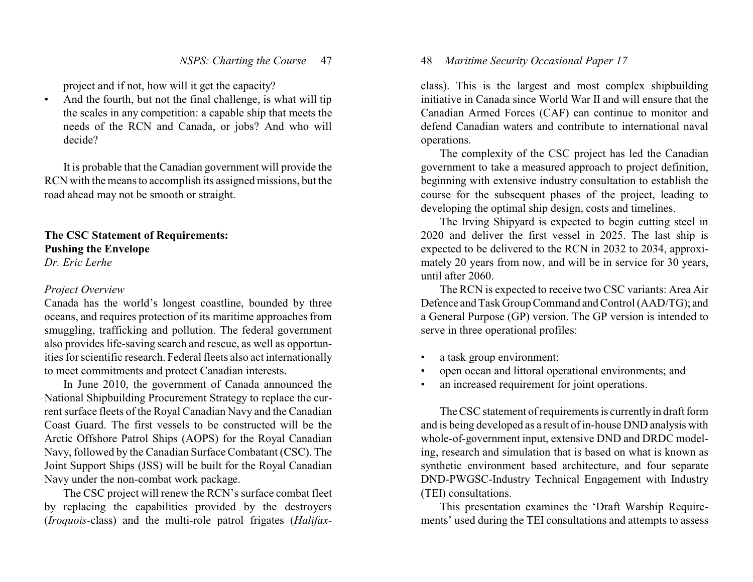project and if not, how will it get the capacity?

- And the fourth, but not the final challenge, is what will tip the scales in any competition: a capable ship that meets the needs of the RCN and Canada, or jobs? And who will decide?

It is probable that the Canadian government will provide the RCN with the means to accomplish its assigned missions, but the road ahead may not be smooth or straight.

## The CSC Statement of Requirements: Pushing the Envelope

*Dr. Eric Lerhe*

### *Project Overview*

Canada has the world's longest coastline, bounded by three oceans, and requires protection of its maritime approaches from smuggling, trafficking and pollution. The federal government also provides life-saving search and rescue, as well as opportunities for scientific research. Federal fleets also act internationally to meet commitments and protect Canadian interests.

In June 2010, the government of Canada announced the National Shipbuilding Procurement Strategy to replace the current surface fleets of the Royal Canadian Navy and the Canadian Coast Guard. The first vessels to be constructed will be the Arctic Offshore Patrol Ships (AOPS) for the Royal Canadian Navy, followed by the Canadian Surface Combatant (CSC). The Joint Support Ships (JSS) will be built for the Royal Canadian Navy under the non-combat work package.

The CSC project will renew the RCN's surface combat fleet by replacing the capabilities provided by the destroyers (*Iroquois*-class) and the multi-role patrol frigates (*Halifax*-class). This is the largest and most complex shipbuilding initiative in Canada since World War II and will ensure that the Canadian Armed Forces (CAF) can continue to monitor and defend Canadian waters and contribute to international naval operations.

The complexity of the CSC project has led the Canadian government to take a measured approach to project definition, beginning with extensive industry consultation to establish the course for the subsequent phases of the project, leading to developing the optimal ship design, costs and timelines.

The Irving Shipyard is expected to begin cutting steel in 2020 and deliver the first vessel in 2025. The last ship is expected to be delivered to the RCN in 2032 to 2034, approximately 20 years from now, and will be in service for 30 years, until after 2060.

The RCN is expected to receive two CSC variants: Area Air Defence and Task Group Command and Control (AAD/TG); and a General Purpose (GP) version. The GP version is intended to serve in three operational profiles:

- a task group environment;
- open ocean and littoral operational environments; and
- an increased requirement for joint operations.

The CSC statement of requirements is currently in draft form and is being developed as a result of in-house DND analysis with whole-of-government input, extensive DND and DRDC modeling, research and simulation that is based on what is known as synthetic environment based architecture, and four separate DND-PWGSC-Industry Technical Engagement with Industry (TEI) consultations.

This presentation examines the 'Draft Warship Requirements' used during the TEI consultations and attempts to assess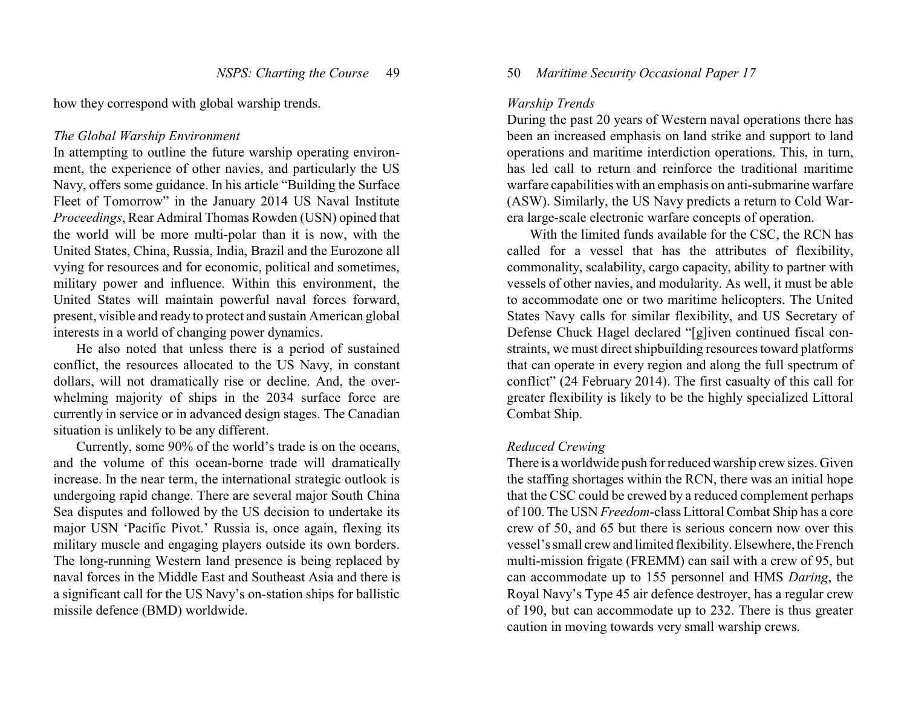how they correspond with global warship trends.

*The Global Warship Environment*

In attempting to outline the future warship operating environment, the experience of other navies, and particularly the US Navy, offers some guidance. In his article "Building the Surface Fleet of Tomorrow" in the January 2014 US Naval Institute *Proceedings*, Rear Admiral Thomas Rowden (USN) opined that the world will be more multi-polar than it is now, with the United States, China, Russia, India, Brazil and the Eurozone all vying for resources and for economic, political and sometimes, military power and influence. Within this environment, the United States will maintain powerful naval forces forward, present, visible and ready to protect and sustain American global interests in a world of changing power dynamics.

He also noted that unless there is a period of sustained conflict, the resources allocated to the US Navy, in constant dollars, will not dramatically rise or decline. And, the overwhelming majority of ships in the 2034 surface force are currently in service or in advanced design stages. The Canadian situation is unlikely to be any different.

Currently, some 90% of the world's trade is on the oceans, and the volume of this ocean-borne trade will dramatically increase. In the near term, the international strategic outlook is undergoing rapid change. There are several major South China Sea disputes and followed by the US decision to undertake its major USN 'Pacific Pivot.' Russia is, once again, flexing its military muscle and engaging players outside its own borders. The long-running Western land presence is being replaced by naval forces in the Middle East and Southeast Asia and there is a significant call for the US Navy's on-station ships for ballistic missile defence (BMD) worldwide.

*Warship Trends*

During the past 20 years of Western naval operations there has been an increased emphasis on land strike and support to land operations and maritime interdiction operations. This, in turn, has led call to return and reinforce the traditional maritime warfare capabilities with an emphasis on anti-submarine warfare (ASW). Similarly, the US Navy predicts a return to Cold War-era large-scale electronic warfare concepts of operation.

With the limited funds available for the CSC, the RCN has called for a vessel that has the attributes of flexibility, commonality, scalability, cargo capacity, ability to partner with vessels of other navies, and modularity. As well, it must be able to accommodate one or two maritime helicopters. The United States Navy calls for similar flexibility, and US Secretary of Defense Chuck Hagel declared "[g]iven continued fiscal constraints, we must direct shipbuilding resources toward platforms that can operate in every region and along the full spectrum of conflict" (24 February 2014). The first casualty of this call for greater flexibility is likely to be the highly specialized Littoral Combat Ship.

*Reduced Crewing*

There is a worldwide push for reduced warship crew sizes. Given the staffing shortages within the RCN, there was an initial hope that the CSC could be crewed by a reduced complement perhaps of 100. The USN *Freedom*-class Littoral Combat Ship has a core crew of 50, and 65 but there is serious concern now over this vessel's small crew and limited flexibility. Elsewhere, the French multi-mission frigate (FREMM) can sail with a crew of 95, but can accommodate up to 155 personnel and HMS *Daring*, the Royal Navy's Type 45 air defence destroyer, has a regular crew of 190, but can accommodate up to 232. There is thus greater caution in moving towards very small warship crews.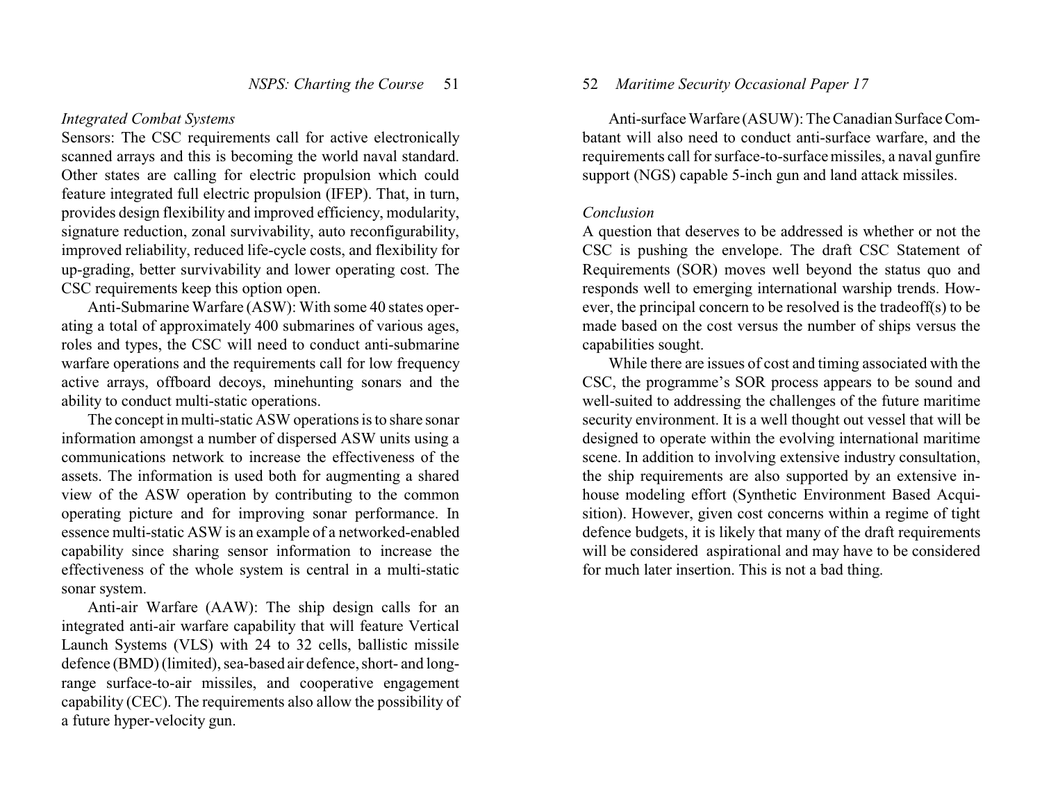*Integrated Combat Systems*

Sensors: The CSC requirements call for active electronically scanned arrays and this is becoming the world naval standard. Other states are calling for electric propulsion which could feature integrated full electric propulsion (IFEP). That, in turn, provides design flexibility and improved efficiency, modularity, signature reduction, zonal survivability, auto reconfigurability, improved reliability, reduced life-cycle costs, and flexibility for up-grading, better survivability and lower operating cost. The CSC requirements keep this option open.

Anti-Submarine Warfare (ASW): With some 40 states operating a total of approximately 400 submarines of various ages, roles and types, the CSC will need to conduct anti-submarine warfare operations and the requirements call for low frequency active arrays, offboard decoys, minehunting sonars and the ability to conduct multi-static operations.

The concept in multi-static ASW operations is to share sonar information amongst a number of dispersed ASW units using a communications network to increase the effectiveness of the assets. The information is used both for augmenting a shared view of the ASW operation by contributing to the common operating picture and for improving sonar performance. In essence multi-static ASW is an example of a networked-enabled capability since sharing sensor information to increase the effectiveness of the whole system is central in a multi-static sonar system.

Anti-air Warfare (AAW): The ship design calls for an integrated anti-air warfare capability that will feature Vertical Launch Systems (VLS) with 24 to 32 cells, ballistic missile defence (BMD) (limited), sea-based air defence, short- and long-range surface-to-air missiles, and cooperative engagement capability (CEC). The requirements also allow the possibility of a future hyper-velocity gun.

Anti-surface Warfare (ASUW): The Canadian Surface Combatant will also need to conduct anti-surface warfare, and the requirements call for surface-to-surface missiles, a naval gunfire support (NGS) capable 5-inch gun and land attack missiles.

*Conclusion*

A question that deserves to be addressed is whether or not the CSC is pushing the envelope. The draft CSC Statement of Requirements (SOR) moves well beyond the status quo and responds well to emerging international warship trends. However, the principal concern to be resolved is the tradeoff(s) to be made based on the cost versus the number of ships versus the capabilities sought.

While there are issues of cost and timing associated with the CSC, the programme's SOR process appears to be sound and well-suited to addressing the challenges of the future maritime security environment. It is a well thought out vessel that will be designed to operate within the evolving international maritime scene. In addition to involving extensive industry consultation, the ship requirements are also supported by an extensive in-house modeling effort (Synthetic Environment Based Acquisition). However, given cost concerns within a regime of tight defence budgets, it is likely that many of the draft requirements will be considered aspirational and may have to be considered for much later insertion. This is not a bad thing.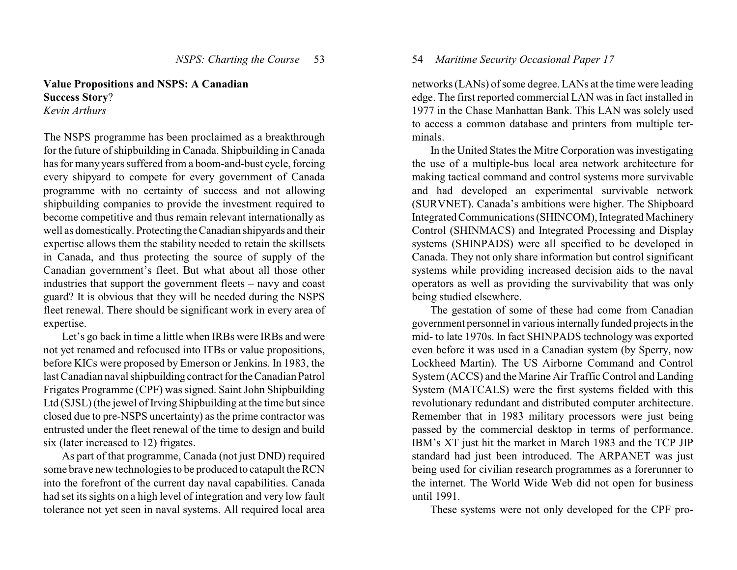## Value Propositions and NSPS: A Canadian Success Story?

*Kevin Arthurs*

The NSPS programme has been proclaimed as a breakthrough for the future of shipbuilding in Canada. Shipbuilding in Canada has for many years suffered from a boom-and-bust cycle, forcing every shipyard to compete for every government of Canada programme with no certainty of success and not allowing shipbuilding companies to provide the investment required to become competitive and thus remain relevant internationally as well as domestically. Protecting the Canadian shipyards and their expertise allows them the stability needed to retain the skillsets in Canada, and thus protecting the source of supply of the Canadian government's fleet. But what about all those other industries that support the government fleets – navy and coast guard? It is obvious that they will be needed during the NSPS fleet renewal. There should be significant work in every area of expertise.

Let's go back in time a little when IRBs were IRBs and were not yet renamed and refocused into ITBs or value propositions, before KICs were proposed by Emerson or Jenkins. In 1983, the last Canadian naval shipbuilding contract for the Canadian Patrol Frigates Programme (CPF) was signed. Saint John Shipbuilding Ltd (SJSL) (the jewel of Irving Shipbuilding at the time but since closed due to pre-NSPS uncertainty) as the prime contractor was entrusted under the fleet renewal of the time to design and build six (later increased to 12) frigates.

As part of that programme, Canada (not just DND) required some brave new technologies to be produced to catapult the RCN into the forefront of the current day naval capabilities. Canada had set its sights on a high level of integration and very low fault tolerance not yet seen in naval systems. All required local area networks (LANs) of some degree. LANs at the time were leading edge. The first reported commercial LAN was in fact installed in 1977 in the Chase Manhattan Bank. This LAN was solely used to access a common database and printers from multiple terminals.

In the United States the Mitre Corporation was investigating the use of a multiple-bus local area network architecture for making tactical command and control systems more survivable and had developed an experimental survivable network (SURVNET). Canada's ambitions were higher. The Shipboard Integrated Communications (SHINCOM), Integrated Machinery Control (SHINMACS) and Integrated Processing and Display systems (SHINPADS) were all specified to be developed in Canada. They not only share information but control significant systems while providing increased decision aids to the naval operators as well as providing the survivability that was only being studied elsewhere.

The gestation of some of these had come from Canadian government personnel in various internally funded projects in the mid- to late 1970s. In fact SHINPADS technology was exported even before it was used in a Canadian system (by Sperry, now Lockheed Martin). The US Airborne Command and Control System (ACCS) and the Marine Air Traffic Control and Landing System (MATCALS) were the first systems fielded with this revolutionary redundant and distributed computer architecture. Remember that in 1983 military processors were just being passed by the commercial desktop in terms of performance. IBM's XT just hit the market in March 1983 and the TCP JIP standard had just been introduced. The ARPANET was just being used for civilian research programmes as a forerunner to the internet. The World Wide Web did not open for business until 1991.

These systems were not only developed for the CPF pro-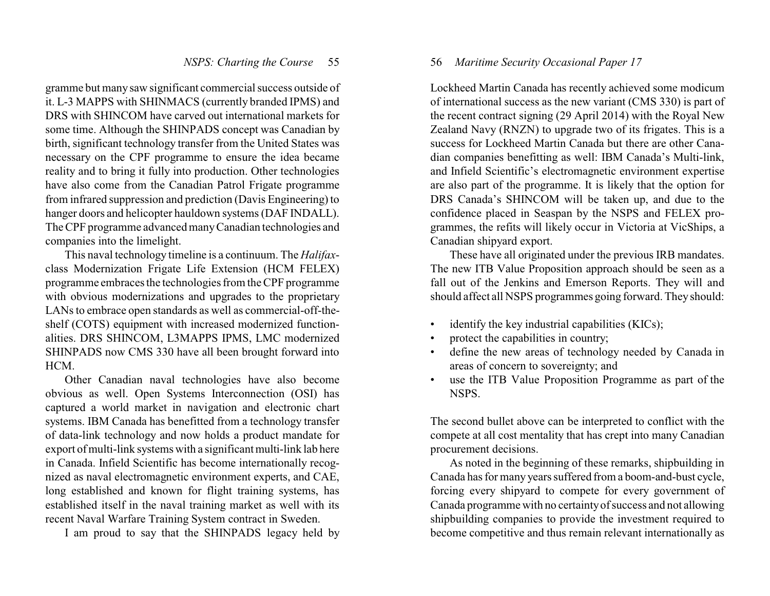gramme but many saw significant commercial success outside of it. L-3 MAPPS with SHINMACS (currently branded IPMS) and DRS with SHINCOM have carved out international markets for some time. Although the SHINPADS concept was Canadian by birth, significant technology transfer from the United States was necessary on the CPF programme to ensure the idea became reality and to bring it fully into production. Other technologies have also come from the Canadian Patrol Frigate programme from infrared suppression and prediction (Davis Engineering) to hanger doors and helicopter hauldown systems (DAF INDALL). The CPF programme advanced many Canadian technologies and companies into the limelight.

This naval technology timeline is a continuum. The *Halifax*-class Modernization Frigate Life Extension (HCM FELEX) programme embraces the technologies from the CPF programme with obvious modernizations and upgrades to the proprietary LANs to embrace open standards as well as commercial-off-the-shelf (COTS) equipment with increased modernized functionalities. DRS SHINCOM, L3MAPPS IPMS, LMC modernized SHINPADS now CMS 330 have all been brought forward into HCM.

Other Canadian naval technologies have also become obvious as well. Open Systems Interconnection (OSI) has captured a world market in navigation and electronic chart systems. IBM Canada has benefitted from a technology transfer of data-link technology and now holds a product mandate for export of multi-link systems with a significant multi-link lab here in Canada. Infield Scientific has become internationally recognized as naval electromagnetic environment experts, and CAE, long established and known for flight training systems, has established itself in the naval training market as well with its recent Naval Warfare Training System contract in Sweden.

I am proud to say that the SHINPADS legacy held by Lockheed Martin Canada has recently achieved some modicum of international success as the new variant (CMS 330) is part of the recent contract signing (29 April 2014) with the Royal New Zealand Navy (RNZN) to upgrade two of its frigates. This is a success for Lockheed Martin Canada but there are other Canadian companies benefitting as well: IBM Canada's Multi-link, and Infield Scientific's electromagnetic environment expertise are also part of the programme. It is likely that the option for DRS Canada's SHINCOM will be taken up, and due to the confidence placed in Seaspan by the NSPS and FELEX programmes, the refits will likely occur in Victoria at VicShips, a Canadian shipyard export.

These have all originated under the previous IRB mandates. The new ITB Value Proposition approach should be seen as a fall out of the Jenkins and Emerson Reports. They will and should affect all NSPS programmes going forward. They should:

- identify the key industrial capabilities (KICs);
- protect the capabilities in country;
- define the new areas of technology needed by Canada in areas of concern to sovereignty; and
- use the ITB Value Proposition Programme as part of the NSPS.

The second bullet above can be interpreted to conflict with the compete at all cost mentality that has crept into many Canadian procurement decisions.

As noted in the beginning of these remarks, shipbuilding in Canada has for many years suffered from a boom-and-bust cycle, forcing every shipyard to compete for every government of Canada programme with no certainty of success and not allowing shipbuilding companies to provide the investment required to become competitive and thus remain relevant internationally as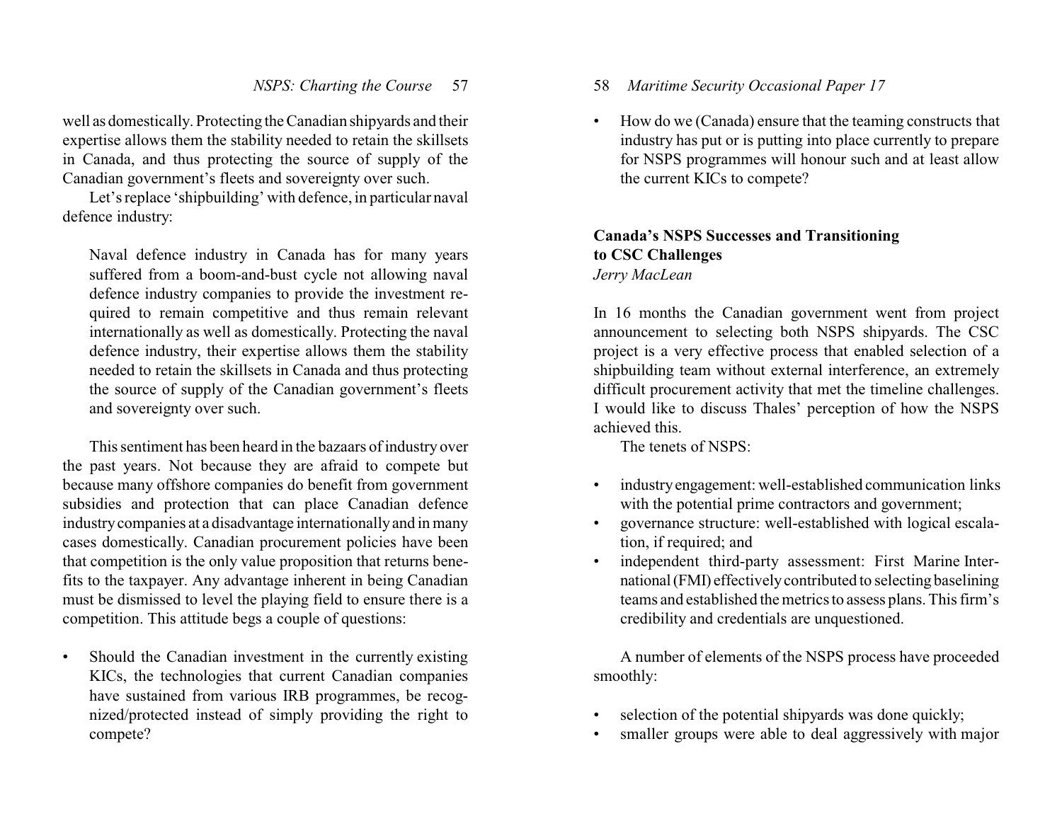well as domestically. Protecting the Canadian shipyards and their expertise allows them the stability needed to retain the skillsets in Canada, and thus protecting the source of supply of the Canadian government's fleets and sovereignty over such.

Let's replace 'shipbuilding' with defence, in particular naval defence industry:

> Naval defence industry in Canada has for many years suffered from a boom-and-bust cycle not allowing naval defence industry companies to provide the investment required to remain competitive and thus remain relevant internationally as well as domestically. Protecting the naval defence industry, their expertise allows them the stability needed to retain the skillsets in Canada and thus protecting the source of supply of the Canadian government's fleets and sovereignty over such.

This sentiment has been heard in the bazaars of industry over the past years. Not because they are afraid to compete but because many offshore companies do benefit from government subsidies and protection that can place Canadian defence industry companies at a disadvantage internationally and in many cases domestically. Canadian procurement policies have been that competition is the only value proposition that returns benefits to the taxpayer. Any advantage inherent in being Canadian must be dismissed to level the playing field to ensure there is a competition. This attitude begs a couple of questions:

- Should the Canadian investment in the currently existing KICs, the technologies that current Canadian companies have sustained from various IRB programmes, be recognized/protected instead of simply providing the right to compete?
- How do we (Canada) ensure that the teaming constructs that industry has put or is putting into place currently to prepare for NSPS programmes will honour such and at least allow the current KICs to compete?

## Canada's NSPS Successes and Transitioning to CSC Challenges

*Jerry MacLean*

In 16 months the Canadian government went from project announcement to selecting both NSPS shipyards. The CSC project is a very effective process that enabled selection of a shipbuilding team without external interference, an extremely difficult procurement activity that met the timeline challenges. I would like to discuss Thales' perception of how the NSPS achieved this.

The tenets of NSPS:

- industry engagement: well-established communication links with the potential prime contractors and government;
- governance structure: well-established with logical escalation, if required; and
- independent third-party assessment: First Marine International (FMI) effectively contributed to selecting baselining teams and established the metrics to assess plans. This firm's credibility and credentials are unquestioned.

A number of elements of the NSPS process have proceeded smoothly:

- selection of the potential shipyards was done quickly;
- smaller groups were able to deal aggressively with major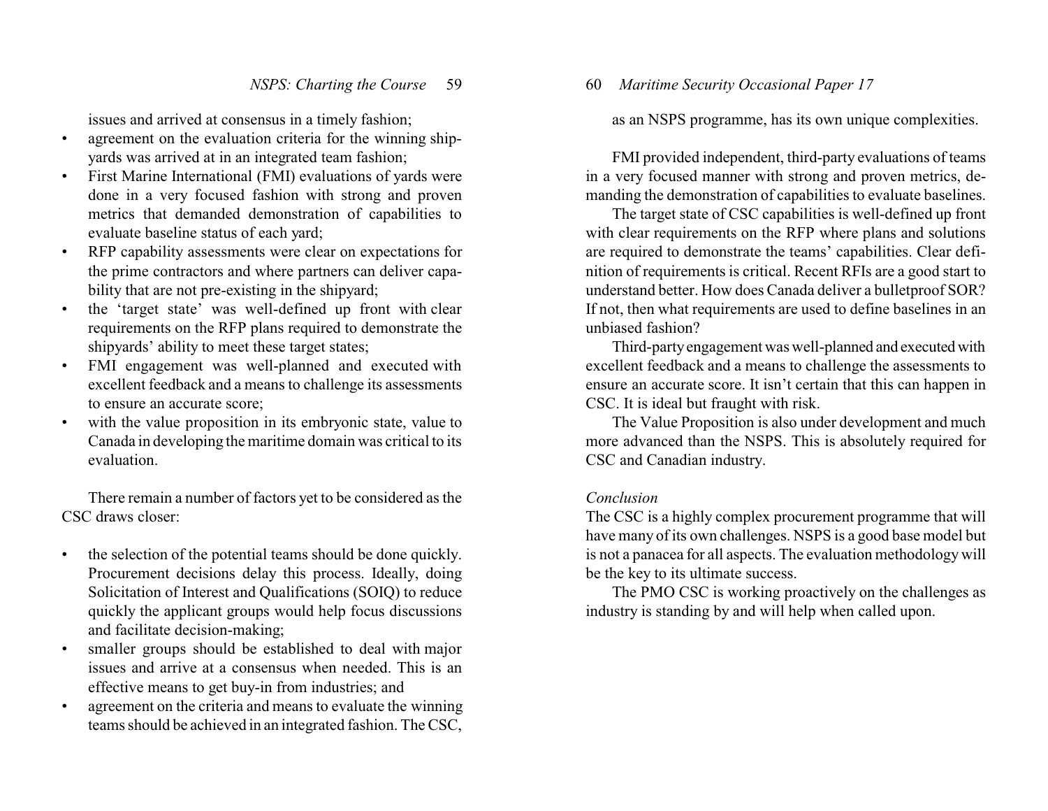issues and arrived at consensus in a timely fashion;

- agreement on the evaluation criteria for the winning shipyards was arrived at in an integrated team fashion;
- First Marine International (FMI) evaluations of yards were done in a very focused fashion with strong and proven metrics that demanded demonstration of capabilities to evaluate baseline status of each yard;
- RFP capability assessments were clear on expectations for the prime contractors and where partners can deliver capability that are not pre-existing in the shipyard;
- the 'target state' was well-defined up front with clear requirements on the RFP plans required to demonstrate the shipyards' ability to meet these target states;
- FMI engagement was well-planned and executed with excellent feedback and a means to challenge its assessments to ensure an accurate score;
- with the value proposition in its embryonic state, value to Canada in developing the maritime domain was critical to its evaluation.

There remain a number of factors yet to be considered as the CSC draws closer:

- the selection of the potential teams should be done quickly. Procurement decisions delay this process. Ideally, doing Solicitation of Interest and Qualifications (SOIQ) to reduce quickly the applicant groups would help focus discussions and facilitate decision-making;
- smaller groups should be established to deal with major issues and arrive at a consensus when needed. This is an effective means to get buy-in from industries; and
- agreement on the criteria and means to evaluate the winning teams should be achieved in an integrated fashion. The CSC, as an NSPS programme, has its own unique complexities.

FMI provided independent, third-party evaluations of teams in a very focused manner with strong and proven metrics, demanding the demonstration of capabilities to evaluate baselines.

The target state of CSC capabilities is well-defined up front with clear requirements on the RFP where plans and solutions are required to demonstrate the teams' capabilities. Clear definition of requirements is critical. Recent RFIs are a good start to understand better. How does Canada deliver a bulletproof SOR? If not, then what requirements are used to define baselines in an unbiased fashion?

Third-party engagement was well-planned and executed with excellent feedback and a means to challenge the assessments to ensure an accurate score. It isn't certain that this can happen in CSC. It is ideal but fraught with risk.

The Value Proposition is also under development and much more advanced than the NSPS. This is absolutely required for CSC and Canadian industry.

*Conclusion*

The CSC is a highly complex procurement programme that will have many of its own challenges. NSPS is a good base model but is not a panacea for all aspects. The evaluation methodology will be the key to its ultimate success.

The PMO CSC is working proactively on the challenges as industry is standing by and will help when called upon.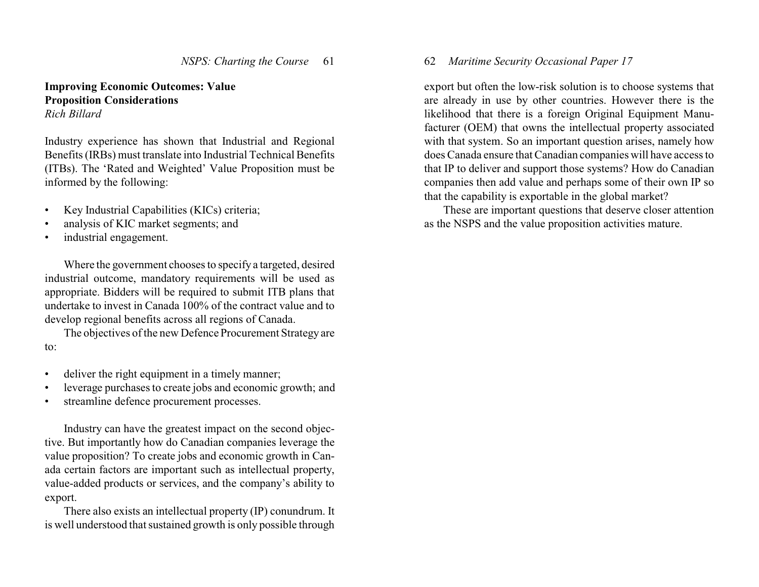## Improving Economic Outcomes: Value Proposition Considerations

*Rich Billard*

Industry experience has shown that Industrial and Regional Benefits (IRBs) must translate into Industrial Technical Benefits (ITBs). The 'Rated and Weighted' Value Proposition must be informed by the following:

- Key Industrial Capabilities (KICs) criteria;
- analysis of KIC market segments; and
- industrial engagement.

Where the government chooses to specify a targeted, desired industrial outcome, mandatory requirements will be used as appropriate. Bidders will be required to submit ITB plans that undertake to invest in Canada 100% of the contract value and to develop regional benefits across all regions of Canada.

The objectives of the new Defence Procurement Strategy are to:

- deliver the right equipment in a timely manner;
- leverage purchases to create jobs and economic growth; and
- streamline defence procurement processes.

Industry can have the greatest impact on the second objective. But importantly how do Canadian companies leverage the value proposition? To create jobs and economic growth in Canada certain factors are important such as intellectual property, value-added products or services, and the company's ability to export.

There also exists an intellectual property (IP) conundrum. It is well understood that sustained growth is only possible through export but often the low-risk solution is to choose systems that are already in use by other countries. However there is the likelihood that there is a foreign Original Equipment Manufacturer (OEM) that owns the intellectual property associated with that system. So an important question arises, namely how does Canada ensure that Canadian companies will have access to that IP to deliver and support those systems? How do Canadian companies then add value and perhaps some of their own IP so that the capability is exportable in the global market?

These are important questions that deserve closer attention as the NSPS and the value proposition activities mature.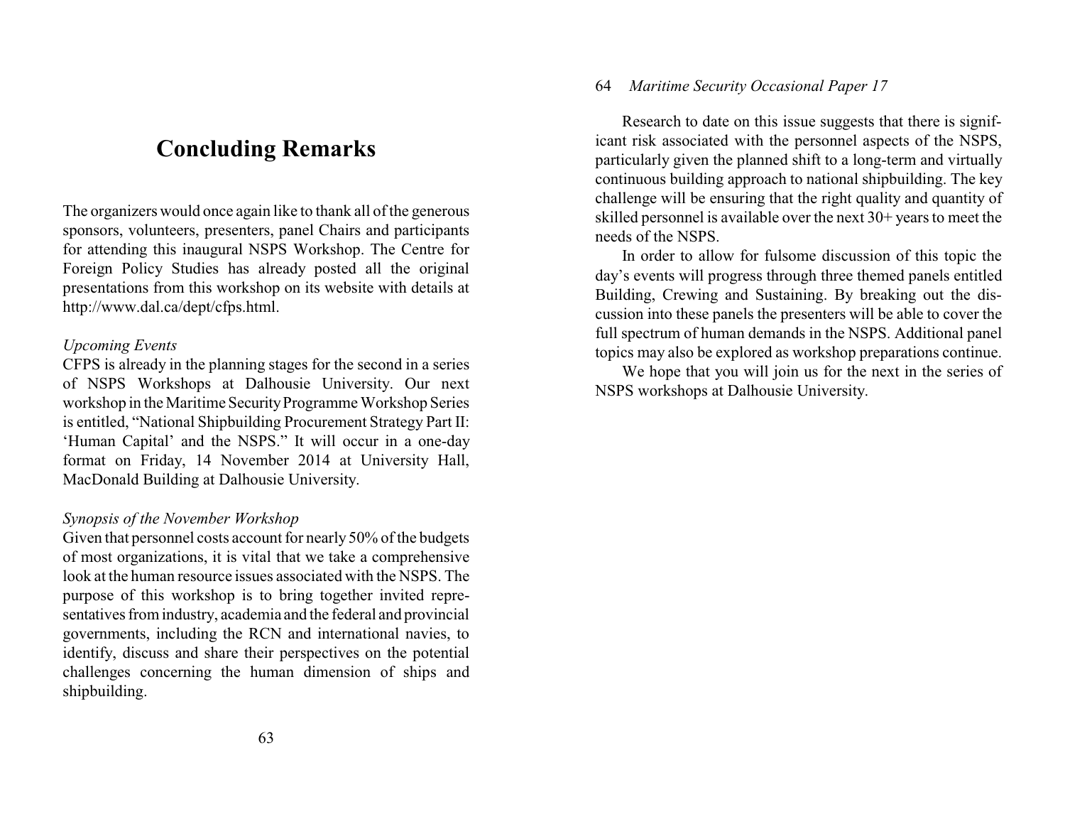# Concluding Remarks

The organizers would once again like to thank all of the generous sponsors, volunteers, presenters, panel Chairs and participants for attending this inaugural NSPS Workshop. The Centre for Foreign Policy Studies has already posted all the original presentations from this workshop on its website with details at http://www.dal.ca/dept/cfps.html.

*Upcoming Events*

CFPS is already in the planning stages for the second in a series of NSPS Workshops at Dalhousie University. Our next workshop in the Maritime Security Programme Workshop Series is entitled, "National Shipbuilding Procurement Strategy Part II: 'Human Capital' and the NSPS." It will occur in a one-day format on Friday, 14 November 2014 at University Hall, MacDonald Building at Dalhousie University.

*Synopsis of the November Workshop*

Given that personnel costs account for nearly 50% of the budgets of most organizations, it is vital that we take a comprehensive look at the human resource issues associated with the NSPS. The purpose of this workshop is to bring together invited representatives from industry, academia and the federal and provincial governments, including the RCN and international navies, to identify, discuss and share their perspectives on the potential challenges concerning the human dimension of ships and shipbuilding.

Research to date on this issue suggests that there is significant risk associated with the personnel aspects of the NSPS, particularly given the planned shift to a long-term and virtually continuous building approach to national shipbuilding. The key challenge will be ensuring that the right quality and quantity of skilled personnel is available over the next 30+ years to meet the needs of the NSPS.

In order to allow for fulsome discussion of this topic the day's events will progress through three themed panels entitled Building, Crewing and Sustaining. By breaking out the discussion into these panels the presenters will be able to cover the full spectrum of human demands in the NSPS. Additional panel topics may also be explored as workshop preparations continue.

We hope that you will join us for the next in the series of NSPS workshops at Dalhousie University.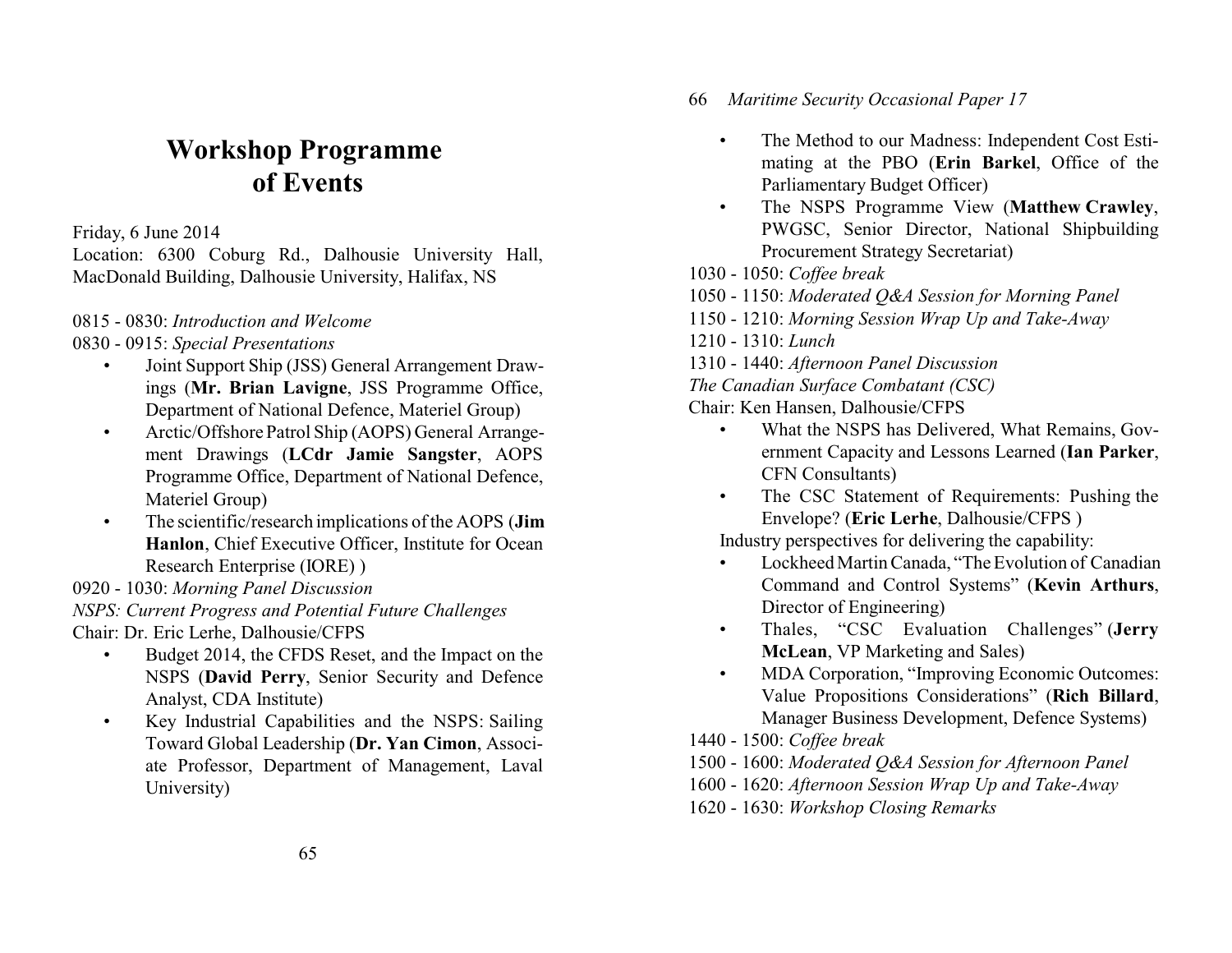# Workshop Programme of Events

Friday, 6 June 2014

Location: 6300 Coburg Rd., Dalhousie University Hall, MacDonald Building, Dalhousie University, Halifax, NS

0815 - 0830: *Introduction and Welcome*

0830 - 0915: *Special Presentations*

- Joint Support Ship (JSS) General Arrangement Drawings (**Mr. Brian Lavigne**, JSS Programme Office, Department of National Defence, Materiel Group)
- Arctic/Offshore Patrol Ship (AOPS) General Arrangement Drawings (**LCdr Jamie Sangster**, AOPS Programme Office, Department of National Defence, Materiel Group)
- The scientific/research implications of the AOPS (**Jim Hanlon**, Chief Executive Officer, Institute for Ocean Research Enterprise (IORE) )

0920 - 1030: *Morning Panel Discussion*

*NSPS: Current Progress and Potential Future Challenges*

Chair: Dr. Eric Lerhe, Dalhousie/CFPS

- Budget 2014, the CFDS Reset, and the Impact on the NSPS (**David Perry**, Senior Security and Defence Analyst, CDA Institute)
- Key Industrial Capabilities and the NSPS: Sailing Toward Global Leadership (**Dr. Yan Cimon**, Associate Professor, Department of Management, Laval University)
- The Method to our Madness: Independent Cost Estimating at the PBO (**Erin Barkel**, Office of the Parliamentary Budget Officer)
- The NSPS Programme View (**Matthew Crawley**, PWGSC, Senior Director, National Shipbuilding Procurement Strategy Secretariat)

1030 - 1050: *Coffee break*

1050 - 1150: *Moderated Q&A Session for Morning Panel*

1150 - 1210: *Morning Session Wrap Up and Take-Away*

1210 - 1310: *Lunch*

1310 - 1440: *Afternoon Panel Discussion*

*The Canadian Surface Combatant (CSC)*

Chair: Ken Hansen, Dalhousie/CFPS

- What the NSPS has Delivered, What Remains, Government Capacity and Lessons Learned (**Ian Parker**, CFN Consultants)
- The CSC Statement of Requirements: Pushing the Envelope? (**Eric Lerhe**, Dalhousie/CFPS )

Industry perspectives for delivering the capability:

- Lockheed Martin Canada, "The Evolution of Canadian Command and Control Systems" (**Kevin Arthurs**, Director of Engineering)
- Thales, "CSC Evaluation Challenges" (**Jerry McLean**, VP Marketing and Sales)
- MDA Corporation, "Improving Economic Outcomes: Value Propositions Considerations" (**Rich Billard**, Manager Business Development, Defence Systems)

1440 - 1500: *Coffee break*

1500 - 1600: *Moderated Q&A Session for Afternoon Panel*

1600 - 1620: *Afternoon Session Wrap Up and Take-Away*

1620 - 1630: *Workshop Closing Remarks*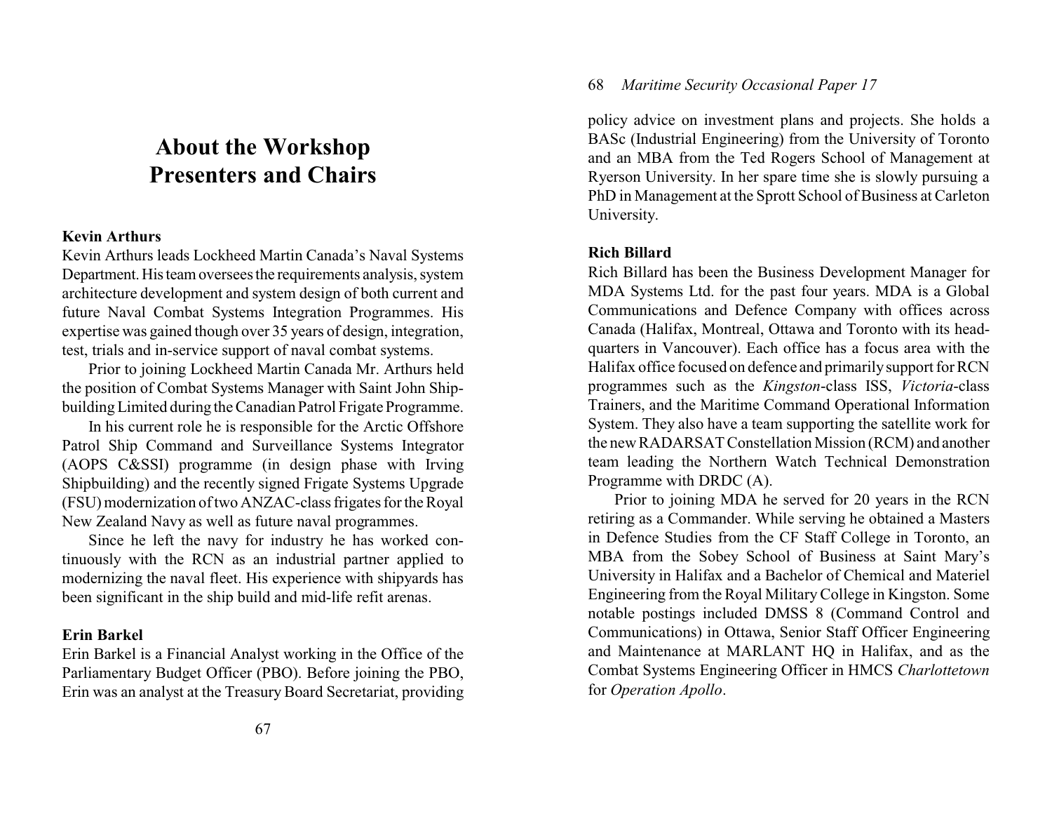# About the Workshop Presenters and Chairs

**Kevin Arthurs**

Kevin Arthurs leads Lockheed Martin Canada's Naval Systems Department. His team oversees the requirements analysis, system architecture development and system design of both current and future Naval Combat Systems Integration Programmes. His expertise was gained though over 35 years of design, integration, test, trials and in-service support of naval combat systems.

Prior to joining Lockheed Martin Canada Mr. Arthurs held the position of Combat Systems Manager with Saint John Shipbuilding Limited during the Canadian Patrol Frigate Programme.

In his current role he is responsible for the Arctic Offshore Patrol Ship Command and Surveillance Systems Integrator (AOPS C&SSI) programme (in design phase with Irving Shipbuilding) and the recently signed Frigate Systems Upgrade (FSU) modernization of two ANZAC-class frigates for the Royal New Zealand Navy as well as future naval programmes.

Since he left the navy for industry he has worked continuously with the RCN as an industrial partner applied to modernizing the naval fleet. His experience with shipyards has been significant in the ship build and mid-life refit arenas.

**Erin Barkel**

Erin Barkel is a Financial Analyst working in the Office of the Parliamentary Budget Officer (PBO). Before joining the PBO, Erin was an analyst at the Treasury Board Secretariat, providing policy advice on investment plans and projects. She holds a BASc (Industrial Engineering) from the University of Toronto and an MBA from the Ted Rogers School of Management at Ryerson University. In her spare time she is slowly pursuing a PhD in Management at the Sprott School of Business at Carleton University.

**Rich Billard**

Rich Billard has been the Business Development Manager for MDA Systems Ltd. for the past four years. MDA is a Global Communications and Defence Company with offices across Canada (Halifax, Montreal, Ottawa and Toronto with its headquarters in Vancouver). Each office has a focus area with the Halifax office focused on defence and primarily support for RCN programmes such as the *Kingston*-class ISS, *Victoria*-class Trainers, and the Maritime Command Operational Information System. They also have a team supporting the satellite work for the new RADARSAT Constellation Mission (RCM) and another team leading the Northern Watch Technical Demonstration Programme with DRDC (A).

Prior to joining MDA he served for 20 years in the RCN retiring as a Commander. While serving he obtained a Masters in Defence Studies from the CF Staff College in Toronto, an MBA from the Sobey School of Business at Saint Mary's University in Halifax and a Bachelor of Chemical and Materiel Engineering from the Royal Military College in Kingston. Some notable postings included DMSS 8 (Command Control and Communications) in Ottawa, Senior Staff Officer Engineering and Maintenance at MARLANT HQ in Halifax, and as the Combat Systems Engineering Officer in HMCS *Charlottetown* for *Operation Apollo*.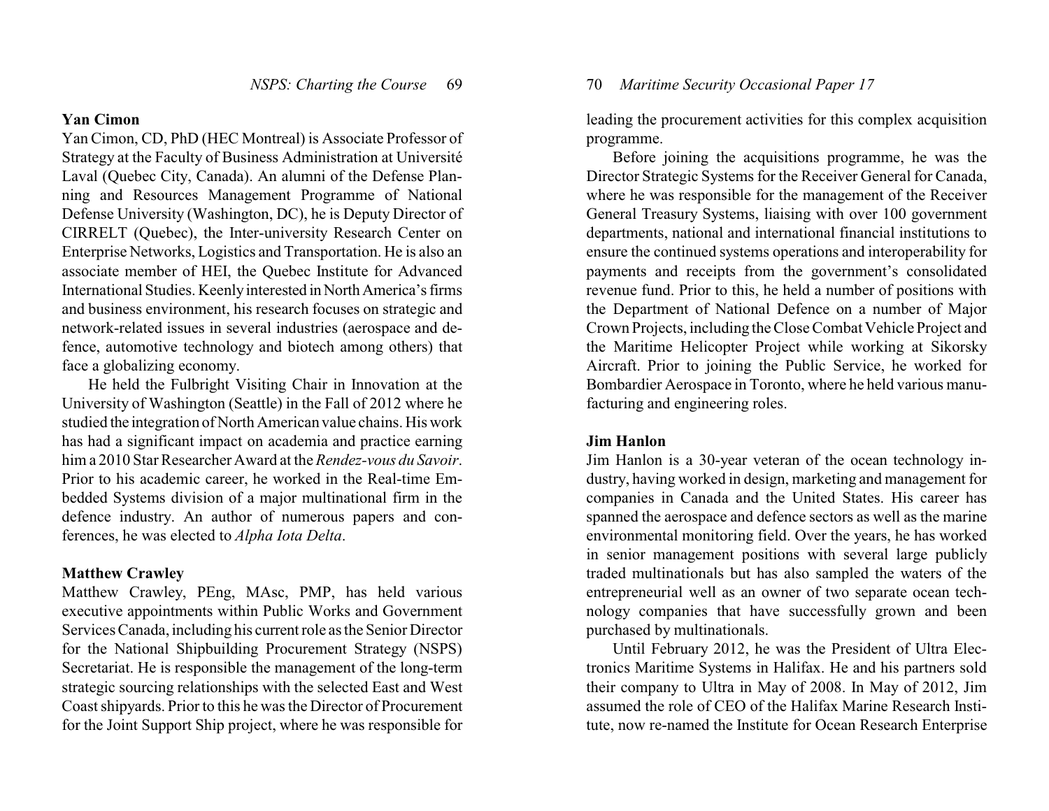### Yan Cimon

Yan Cimon, CD, PhD (HEC Montreal) is Associate Professor of Strategy at the Faculty of Business Administration at Université Laval (Quebec City, Canada). An alumni of the Defense Planning and Resources Management Programme of National Defense University (Washington, DC), he is Deputy Director of CIRRELT (Quebec), the Inter-university Research Center on Enterprise Networks, Logistics and Transportation. He is also an associate member of HEI, the Quebec Institute for Advanced International Studies. Keenly interested in North America's firms and business environment, his research focuses on strategic and network-related issues in several industries (aerospace and defence, automotive technology and biotech among others) that face a globalizing economy.

He held the Fulbright Visiting Chair in Innovation at the University of Washington (Seattle) in the Fall of 2012 where he studied the integration of North American value chains. His work has had a significant impact on academia and practice earning him a 2010 Star Researcher Award at the *Rendez-vous du Savoir*. Prior to his academic career, he worked in the Real-time Embedded Systems division of a major multinational firm in the defence industry. An author of numerous papers and conferences, he was elected to *Alpha Iota Delta*.

### Matthew Crawley

Matthew Crawley, PEng, MAsc, PMP, has held various executive appointments within Public Works and Government Services Canada, including his current role as the Senior Director for the National Shipbuilding Procurement Strategy (NSPS) Secretariat. He is responsible the management of the long-term strategic sourcing relationships with the selected East and West Coast shipyards. Prior to this he was the Director of Procurement for the Joint Support Ship project, where he was responsible for leading the procurement activities for this complex acquisition programme.

Before joining the acquisitions programme, he was the Director Strategic Systems for the Receiver General for Canada, where he was responsible for the management of the Receiver General Treasury Systems, liaising with over 100 government departments, national and international financial institutions to ensure the continued systems operations and interoperability for payments and receipts from the government's consolidated revenue fund. Prior to this, he held a number of positions with the Department of National Defence on a number of Major Crown Projects, including the Close Combat Vehicle Project and the Maritime Helicopter Project while working at Sikorsky Aircraft. Prior to joining the Public Service, he worked for Bombardier Aerospace in Toronto, where he held various manufacturing and engineering roles.

### Jim Hanlon

Jim Hanlon is a 30-year veteran of the ocean technology industry, having worked in design, marketing and management for companies in Canada and the United States. His career has spanned the aerospace and defence sectors as well as the marine environmental monitoring field. Over the years, he has worked in senior management positions with several large publicly traded multinationals but has also sampled the waters of the entrepreneurial well as an owner of two separate ocean technology companies that have successfully grown and been purchased by multinationals.

Until February 2012, he was the President of Ultra Electronics Maritime Systems in Halifax. He and his partners sold their company to Ultra in May of 2008. In May of 2012, Jim assumed the role of CEO of the Halifax Marine Research Institute, now re-named the Institute for Ocean Research Enterprise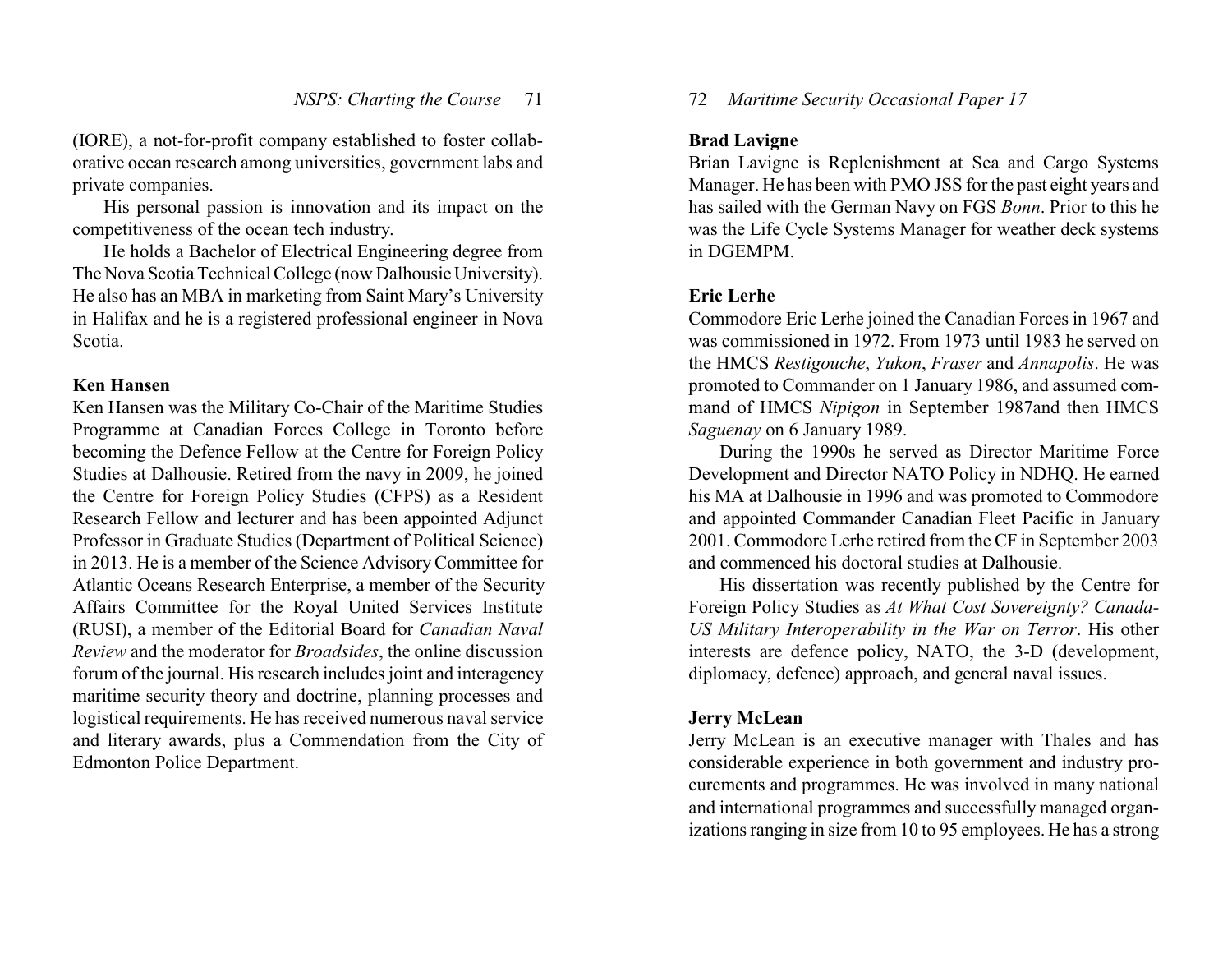(IORE), a not-for-profit company established to foster collaborative ocean research among universities, government labs and private companies.

His personal passion is innovation and its impact on the competitiveness of the ocean tech industry.

He holds a Bachelor of Electrical Engineering degree from The Nova Scotia Technical College (now Dalhousie University). He also has an MBA in marketing from Saint Mary's University in Halifax and he is a registered professional engineer in Nova Scotia.

**Ken Hansen**

Ken Hansen was the Military Co-Chair of the Maritime Studies Programme at Canadian Forces College in Toronto before becoming the Defence Fellow at the Centre for Foreign Policy Studies at Dalhousie. Retired from the navy in 2009, he joined the Centre for Foreign Policy Studies (CFPS) as a Resident Research Fellow and lecturer and has been appointed Adjunct Professor in Graduate Studies (Department of Political Science) in 2013. He is a member of the Science Advisory Committee for Atlantic Oceans Research Enterprise, a member of the Security Affairs Committee for the Royal United Services Institute (RUSI), a member of the Editorial Board for *Canadian Naval Review* and the moderator for *Broadsides*, the online discussion forum of the journal. His research includes joint and interagency maritime security theory and doctrine, planning processes and logistical requirements. He has received numerous naval service and literary awards, plus a Commendation from the City of Edmonton Police Department.

**Brad Lavigne**

Brian Lavigne is Replenishment at Sea and Cargo Systems Manager. He has been with PMO JSS for the past eight years and has sailed with the German Navy on FGS *Bonn*. Prior to this he was the Life Cycle Systems Manager for weather deck systems in DGEMPM.

**Eric Lerhe**

Commodore Eric Lerhe joined the Canadian Forces in 1967 and was commissioned in 1972. From 1973 until 1983 he served on the HMCS *Restigouche*, *Yukon*, *Fraser* and *Annapolis*. He was promoted to Commander on 1 January 1986, and assumed command of HMCS *Nipigon* in September 1987and then HMCS *Saguenay* on 6 January 1989.

During the 1990s he served as Director Maritime Force Development and Director NATO Policy in NDHQ. He earned his MA at Dalhousie in 1996 and was promoted to Commodore and appointed Commander Canadian Fleet Pacific in January 2001. Commodore Lerhe retired from the CF in September 2003 and commenced his doctoral studies at Dalhousie.

His dissertation was recently published by the Centre for Foreign Policy Studies as *At What Cost Sovereignty? Canada-US Military Interoperability in the War on Terror*. His other interests are defence policy, NATO, the 3-D (development, diplomacy, defence) approach, and general naval issues.

**Jerry McLean**

Jerry McLean is an executive manager with Thales and has considerable experience in both government and industry procurements and programmes. He was involved in many national and international programmes and successfully managed organizations ranging in size from 10 to 95 employees. He has a strong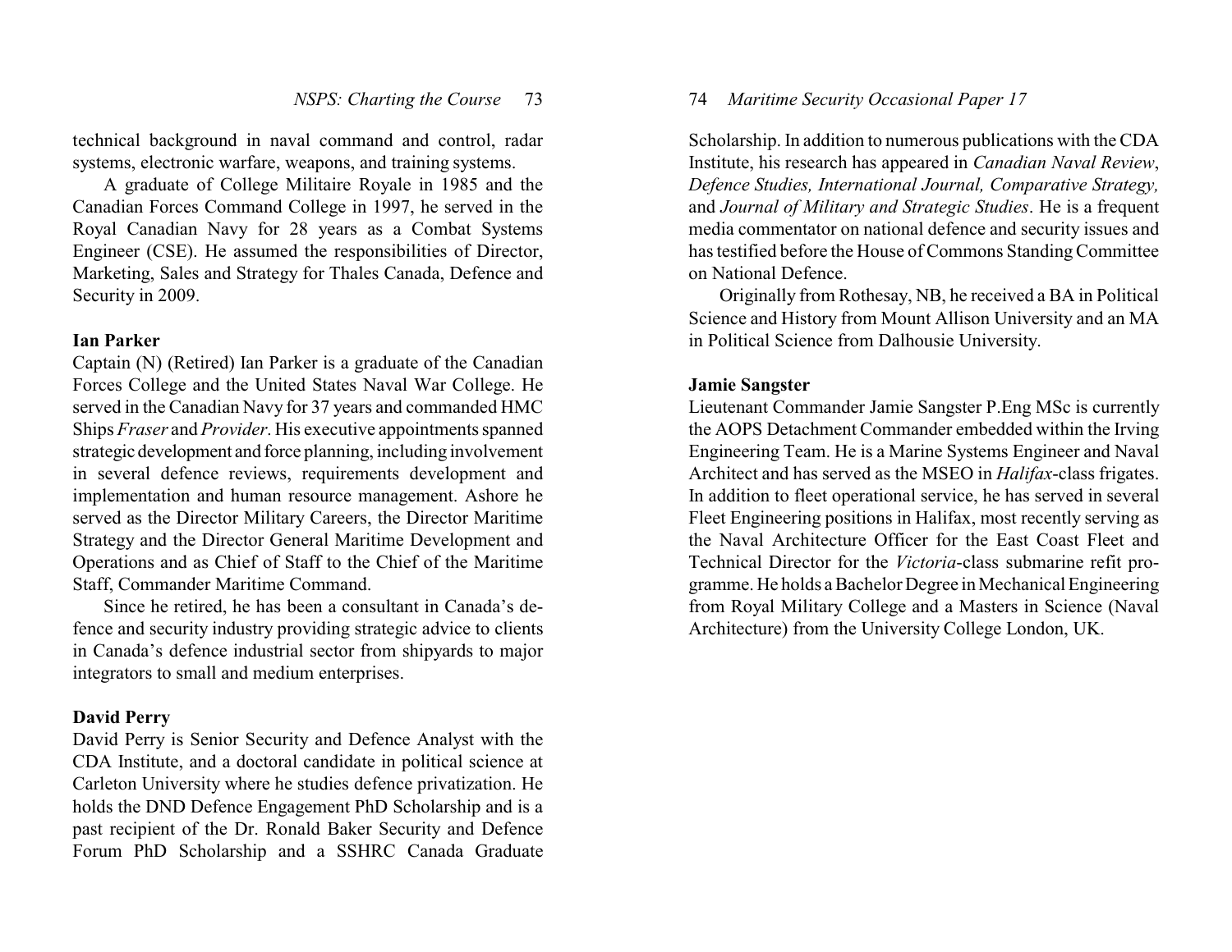technical background in naval command and control, radar systems, electronic warfare, weapons, and training systems.

A graduate of College Militaire Royale in 1985 and the Canadian Forces Command College in 1997, he served in the Royal Canadian Navy for 28 years as a Combat Systems Engineer (CSE). He assumed the responsibilities of Director, Marketing, Sales and Strategy for Thales Canada, Defence and Security in 2009.

**Ian Parker**

Captain (N) (Retired) Ian Parker is a graduate of the Canadian Forces College and the United States Naval War College. He served in the Canadian Navy for 37 years and commanded HMC Ships *Fraser* and *Provider*. His executive appointments spanned strategic development and force planning, including involvement in several defence reviews, requirements development and implementation and human resource management. Ashore he served as the Director Military Careers, the Director Maritime Strategy and the Director General Maritime Development and Operations and as Chief of Staff to the Chief of the Maritime Staff, Commander Maritime Command.

Since he retired, he has been a consultant in Canada's defence and security industry providing strategic advice to clients in Canada's defence industrial sector from shipyards to major integrators to small and medium enterprises.

**David Perry**

David Perry is Senior Security and Defence Analyst with the CDA Institute, and a doctoral candidate in political science at Carleton University where he studies defence privatization. He holds the DND Defence Engagement PhD Scholarship and is a past recipient of the Dr. Ronald Baker Security and Defence Forum PhD Scholarship and a SSHRC Canada Graduate Scholarship. In addition to numerous publications with the CDA Institute, his research has appeared in *Canadian Naval Review*, *Defence Studies, International Journal, Comparative Strategy,* and *Journal of Military and Strategic Studies*. He is a frequent media commentator on national defence and security issues and has testified before the House of Commons Standing Committee on National Defence.

Originally from Rothesay, NB, he received a BA in Political Science and History from Mount Allison University and an MA in Political Science from Dalhousie University.

**Jamie Sangster**

Lieutenant Commander Jamie Sangster P.Eng MSc is currently the AOPS Detachment Commander embedded within the Irving Engineering Team. He is a Marine Systems Engineer and Naval Architect and has served as the MSEO in *Halifax*-class frigates. In addition to fleet operational service, he has served in several Fleet Engineering positions in Halifax, most recently serving as the Naval Architecture Officer for the East Coast Fleet and Technical Director for the *Victoria*-class submarine refit programme. He holds a Bachelor Degree in Mechanical Engineering from Royal Military College and a Masters in Science (Naval Architecture) from the University College London, UK.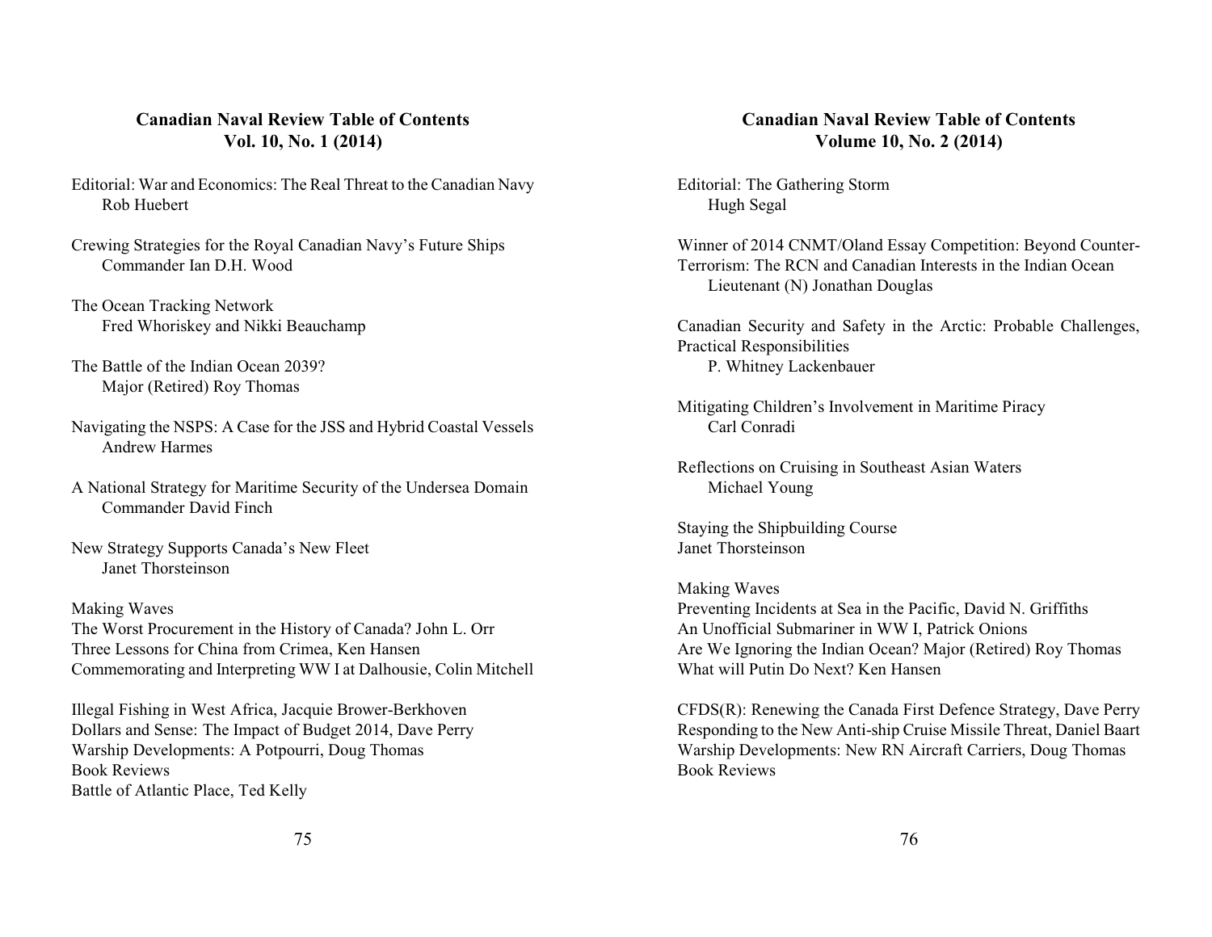## Canadian Naval Review Table of Contents
## Vol. 10, No. 1 (2014)

Editorial: War and Economics: The Real Threat to the Canadian Navy
Rob Huebert

Crewing Strategies for the Royal Canadian Navy's Future Ships
Commander Ian D.H. Wood

The Ocean Tracking Network
Fred Whoriskey and Nikki Beauchamp

The Battle of the Indian Ocean 2039?
Major (Retired) Roy Thomas

Navigating the NSPS: A Case for the JSS and Hybrid Coastal Vessels
Andrew Harmes

A National Strategy for Maritime Security of the Undersea Domain
Commander David Finch

New Strategy Supports Canada's New Fleet
Janet Thorsteinson

Making Waves
The Worst Procurement in the History of Canada? John L. Orr
Three Lessons for China from Crimea, Ken Hansen
Commemorating and Interpreting WW I at Dalhousie, Colin Mitchell

Illegal Fishing in West Africa, Jacquie Brower-Berkhoven
Dollars and Sense: The Impact of Budget 2014, Dave Perry
Warship Developments: A Potpourri, Doug Thomas
Book Reviews
Battle of Atlantic Place, Ted Kelly

## Canadian Naval Review Table of Contents
## Volume 10, No. 2 (2014)

Editorial: The Gathering Storm
Hugh Segal

Winner of 2014 CNMT/Oland Essay Competition: Beyond Counter-Terrorism: The RCN and Canadian Interests in the Indian Ocean
Lieutenant (N) Jonathan Douglas

Canadian Security and Safety in the Arctic: Probable Challenges, Practical Responsibilities
P. Whitney Lackenbauer

Mitigating Children's Involvement in Maritime Piracy
Carl Conradi

Reflections on Cruising in Southeast Asian Waters
Michael Young

Staying the Shipbuilding Course
Janet Thorsteinson

Making Waves
Preventing Incidents at Sea in the Pacific, David N. Griffiths
An Unofficial Submariner in WW I, Patrick Onions
Are We Ignoring the Indian Ocean? Major (Retired) Roy Thomas
What will Putin Do Next? Ken Hansen

CFDS(R): Renewing the Canada First Defence Strategy, Dave Perry
Responding to the New Anti-ship Cruise Missile Threat, Daniel Baart
Warship Developments: New RN Aircraft Carriers, Doug Thomas
Book Reviews